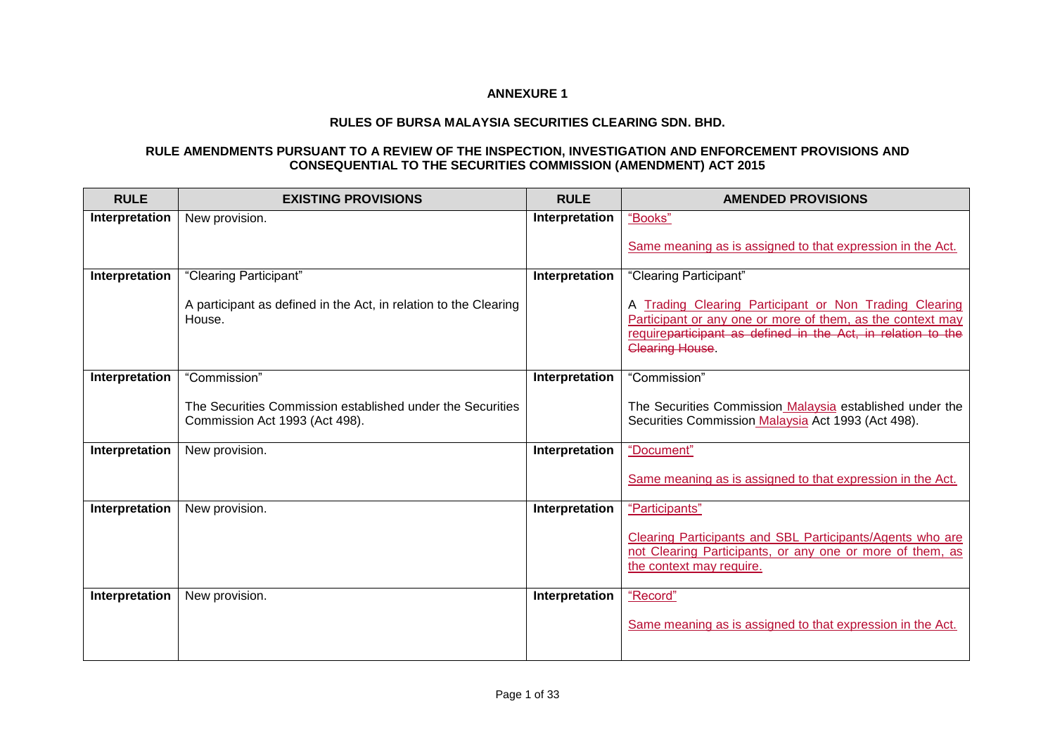**ANNEXURE 1**

**RULES OF BURSA MALAYSIA SECURITIES CLEARING SDN. BHD.**

**RULE AMENDMENTS PURSUANT TO A REVIEW OF THE INSPECTION, INVESTIGATION AND ENFORCEMENT PROVISIONS AND CONSEQUENTIAL TO THE SECURITIES COMMISSION (AMENDMENT) ACT 2015**

| RULE | EXISTING PROVISIONS | RULE | AMENDED PROVISIONS |
|---|---|---|---|
| **Interpretation** | New provision. | **Interpretation** | "Books"<br><br>Same meaning as is assigned to that expression in the Act. |
| **Interpretation** | "Clearing Participant"<br><br>A participant as defined in the Act, in relation to the Clearing House. | **Interpretation** | "Clearing Participant"<br><br>A Trading Clearing Participant or Non Trading Clearing Participant or any one or more of them, as the context may require~~participant as defined in the Act, in relation to the Clearing House~~. |
| **Interpretation** | "Commission"<br><br>The Securities Commission established under the Securities Commission Act 1993 (Act 498). | **Interpretation** | "Commission"<br><br>The Securities Commission Malaysia established under the Securities Commission Malaysia Act 1993 (Act 498). |
| **Interpretation** | New provision. | **Interpretation** | "Document"<br><br>Same meaning as is assigned to that expression in the Act. |
| **Interpretation** | New provision. | **Interpretation** | "Participants"<br><br>Clearing Participants and SBL Participants/Agents who are not Clearing Participants, or any one or more of them, as the context may require. |
| **Interpretation** | New provision. | **Interpretation** | "Record"<br><br>Same meaning as is assigned to that expression in the Act. |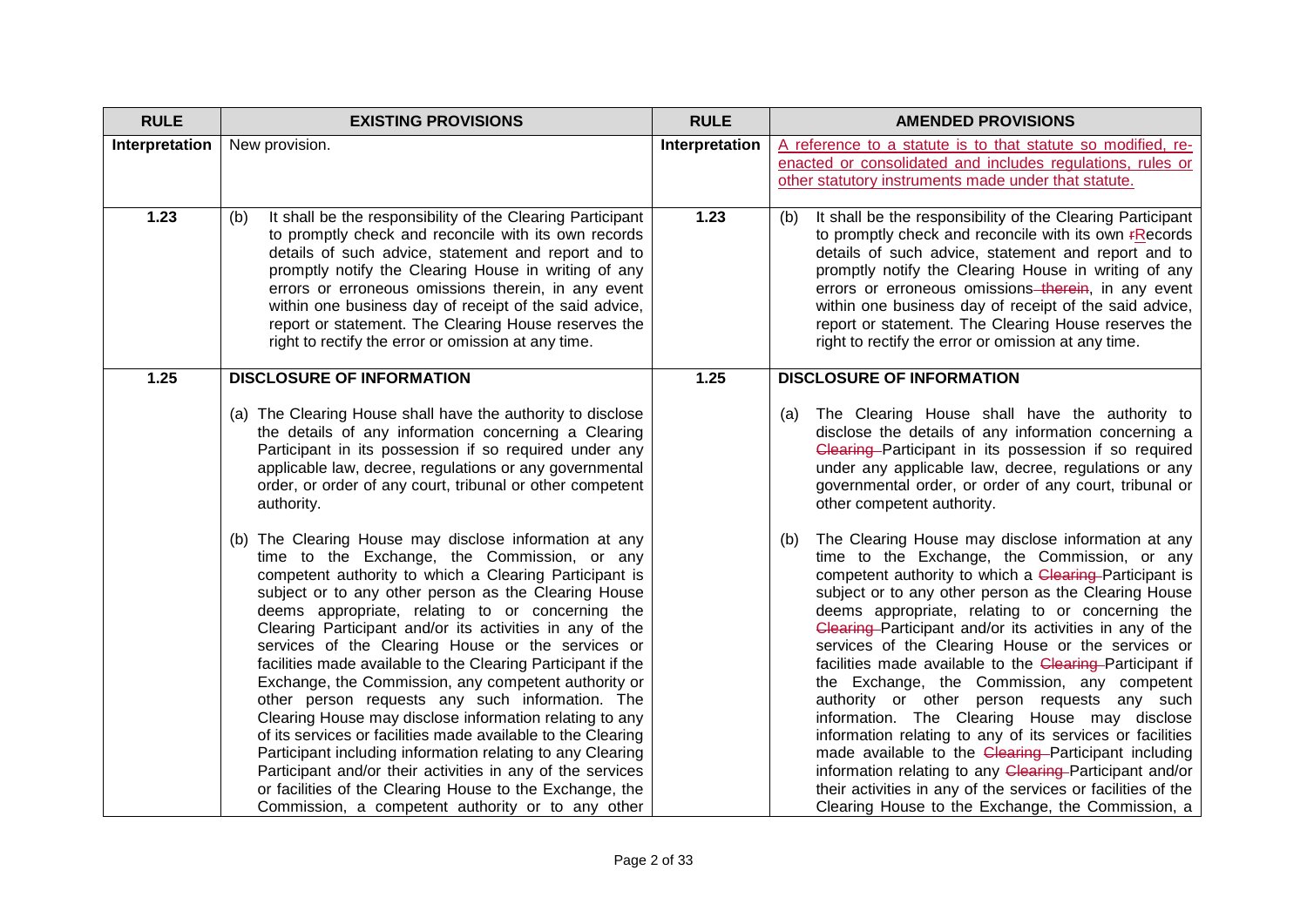| RULE | EXISTING PROVISIONS | RULE | AMENDED PROVISIONS |
|---|---|---|---|
| **Interpretation** | New provision. | **Interpretation** | A reference to a statute is to that statute so modified, re-enacted or consolidated and includes regulations, rules or other statutory instruments made under that statute. |
| **1.23** | (b) It shall be the responsibility of the Clearing Participant to promptly check and reconcile with its own records details of such advice, statement and report and to promptly notify the Clearing House in writing of any errors or erroneous omissions therein, in any event within one business day of receipt of the said advice, report or statement. The Clearing House reserves the right to rectify the error or omission at any time. | **1.23** | (b) It shall be the responsibility of the Clearing Participant to promptly check and reconcile with its own ~~r~~Records details of such advice, statement and report and to promptly notify the Clearing House in writing of any errors or erroneous omissions ~~therein~~, in any event within one business day of receipt of the said advice, report or statement. The Clearing House reserves the right to rectify the error or omission at any time. |
| **1.25** | **DISCLOSURE OF INFORMATION**<br><br>(a) The Clearing House shall have the authority to disclose the details of any information concerning a Clearing Participant in its possession if so required under any applicable law, decree, regulations or any governmental order, or order of any court, tribunal or other competent authority.<br><br>(b) The Clearing House may disclose information at any time to the Exchange, the Commission, or any competent authority to which a Clearing Participant is subject or to any other person as the Clearing House deems appropriate, relating to or concerning the Clearing Participant and/or its activities in any of the services of the Clearing House or the services or facilities made available to the Clearing Participant if the Exchange, the Commission, any competent authority or other person requests any such information. The Clearing House may disclose information relating to any of its services or facilities made available to the Clearing Participant including information relating to any Clearing Participant and/or their activities in any of the services or facilities of the Clearing House to the Exchange, the Commission, a competent authority or to any other | **1.25** | **DISCLOSURE OF INFORMATION**<br><br>(a) The Clearing House shall have the authority to disclose the details of any information concerning a ~~Clearing~~ Participant in its possession if so required under any applicable law, decree, regulations or any governmental order, or order of any court, tribunal or other competent authority.<br><br>(b) The Clearing House may disclose information at any time to the Exchange, the Commission, or any competent authority to which a ~~Clearing~~ Participant is subject or to any other person as the Clearing House deems appropriate, relating to or concerning the ~~Clearing~~ Participant and/or its activities in any of the services of the Clearing House or the services or facilities made available to the ~~Clearing~~ Participant if the Exchange, the Commission, any competent authority or other person requests any such information. The Clearing House may disclose information relating to any of its services or facilities made available to the ~~Clearing~~ Participant including information relating to any ~~Clearing~~ Participant and/or their activities in any of the services or facilities of the Clearing House to the Exchange, the Commission, a |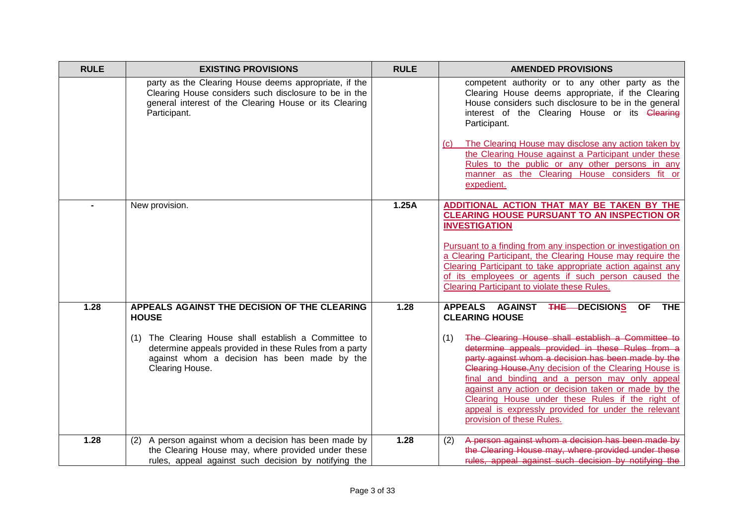| RULE | EXISTING PROVISIONS | RULE | AMENDED PROVISIONS |
|---|---|---|---|
| | party as the Clearing House deems appropriate, if the Clearing House considers such disclosure to be in the general interest of the Clearing House or its Clearing Participant. | | competent authority or to any other party as the Clearing House deems appropriate, if the Clearing House considers such disclosure to be in the general interest of the Clearing House or its ~~Clearing~~ Participant.<br><br><u>(c) The Clearing House may disclose any action taken by the Clearing House against a Participant under these Rules to the public or any other persons in any manner as the Clearing House considers fit or expedient.</u> |
| - | New provision. | 1.25A | <u>**ADDITIONAL ACTION THAT MAY BE TAKEN BY THE CLEARING HOUSE PURSUANT TO AN INSPECTION OR INVESTIGATION**</u><br><br><u>Pursuant to a finding from any inspection or investigation on a Clearing Participant, the Clearing House may require the Clearing Participant to take appropriate action against any of its employees or agents if such person caused the Clearing Participant to violate these Rules.</u> |
| 1.28 | **APPEALS AGAINST THE DECISION OF THE CLEARING HOUSE**<br><br>(1) The Clearing House shall establish a Committee to determine appeals provided in these Rules from a party against whom a decision has been made by the Clearing House. | 1.28 | **APPEALS AGAINST ~~THE~~ DECISION<u>S</u> OF THE CLEARING HOUSE**<br><br>(1) ~~The Clearing House shall establish a Committee to determine appeals provided in these Rules from a party against whom a decision has been made by the Clearing House.~~<u>Any decision of the Clearing House is final and binding and a person may only appeal against any action or decision taken or made by the Clearing House under these Rules if the right of appeal is expressly provided for under the relevant provision of these Rules.</u> |
| 1.28 | (2) A person against whom a decision has been made by the Clearing House may, where provided under these rules, appeal against such decision by notifying the | 1.28 | (2) ~~A person against whom a decision has been made by the Clearing House may, where provided under these rules, appeal against such decision by notifying the~~ |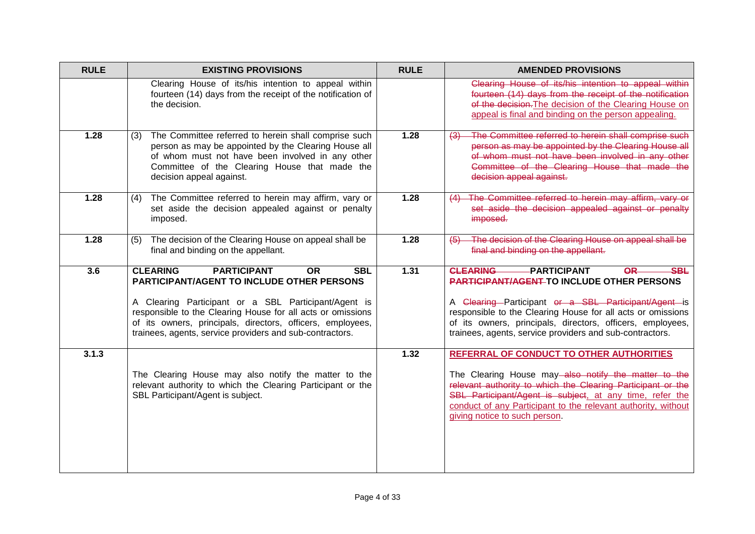| RULE | EXISTING PROVISIONS | RULE | AMENDED PROVISIONS |
| --- | --- | --- | --- |
| | Clearing House of its/his intention to appeal within fourteen (14) days from the receipt of the notification of the decision. | | ~~Clearing House of its/his intention to appeal within fourteen (14) days from the receipt of the notification of the decision.~~ The decision of the Clearing House on appeal is final and binding on the person appealing. |
| 1.28 | (3) The Committee referred to herein shall comprise such person as may be appointed by the Clearing House all of whom must not have been involved in any other Committee of the Clearing House that made the decision appeal against. | 1.28 | ~~(3) The Committee referred to herein shall comprise such person as may be appointed by the Clearing House all of whom must not have been involved in any other Committee of the Clearing House that made the decision appeal against.~~ |
| 1.28 | (4) The Committee referred to herein may affirm, vary or set aside the decision appealed against or penalty imposed. | 1.28 | ~~(4) The Committee referred to herein may affirm, vary or set aside the decision appealed against or penalty imposed.~~ |
| 1.28 | (5) The decision of the Clearing House on appeal shall be final and binding on the appellant. | 1.28 | ~~(5) The decision of the Clearing House on appeal shall be final and binding on the appellant.~~ |
| 3.6 | **CLEARING PARTICIPANT OR SBL PARTICIPANT/AGENT TO INCLUDE OTHER PERSONS**<br><br>A Clearing Participant or a SBL Participant/Agent is responsible to the Clearing House for all acts or omissions of its owners, principals, directors, officers, employees, trainees, agents, service providers and sub-contractors. | 1.31 | **~~CLEARING~~ PARTICIPANT ~~OR SBL PARTICIPANT/AGENT~~ TO INCLUDE OTHER PERSONS**<br><br>A ~~Clearing~~ Participant ~~or a SBL Participant/Agent~~ is responsible to the Clearing House for all acts or omissions of its owners, principals, directors, officers, employees, trainees, agents, service providers and sub-contractors. |
| 3.1.3 | The Clearing House may also notify the matter to the relevant authority to which the Clearing Participant or the SBL Participant/Agent is subject. | 1.32 | **REFERRAL OF CONDUCT TO OTHER AUTHORITIES**<br><br>The Clearing House may ~~also notify the matter to the relevant authority to which the Clearing Participant or the SBL Participant/Agent is subject~~, at any time, refer the conduct of any Participant to the relevant authority, without giving notice to such person. |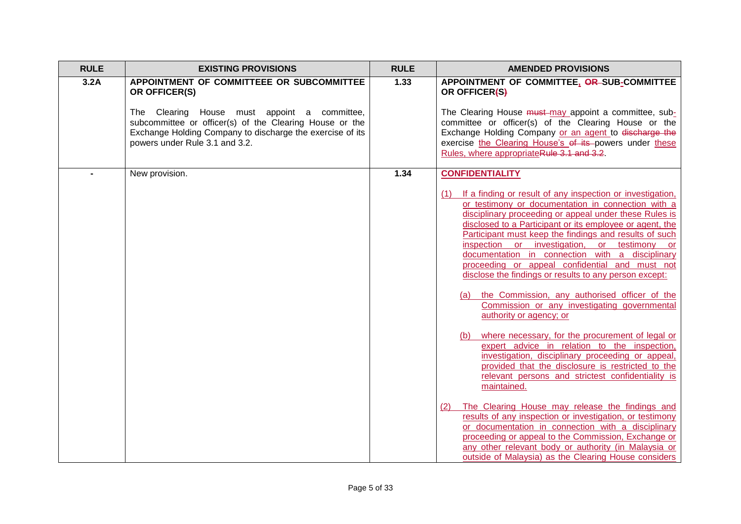| RULE | EXISTING PROVISIONS | RULE | AMENDED PROVISIONS |
|---|---|---|---|
| 3.2A | **APPOINTMENT OF COMMITTEEE OR SUBCOMMITTEE OR OFFICER(S)**<br><br>The Clearing House must appoint a committee, subcommittee or officer(s) of the Clearing House or the Exchange Holding Company to discharge the exercise of its powers under Rule 3.1 and 3.2. | 1.33 | **APPOINTMENT OF COMMITTEE, ~~OR~~ SUB-COMMITTEE OR OFFICER~~(S)~~**<br><br>The Clearing House ~~must~~ may appoint a committee, sub-committee or officer(s) of the Clearing House or the Exchange Holding Company or an agent to ~~discharge the~~ exercise the Clearing House's ~~of its~~ powers under these Rules, where appropriate~~Rule 3.1 and 3.2~~. |
| - | New provision. | 1.34 | **CONFIDENTIALITY**<br><br>(1) If a finding or result of any inspection or investigation, or testimony or documentation in connection with a disciplinary proceeding or appeal under these Rules is disclosed to a Participant or its employee or agent, the Participant must keep the findings and results of such inspection or investigation, or testimony or documentation in connection with a disciplinary proceeding or appeal confidential and must not disclose the findings or results to any person except:<br><br>(a) the Commission, any authorised officer of the Commission or any investigating governmental authority or agency; or<br><br>(b) where necessary, for the procurement of legal or expert advice in relation to the inspection, investigation, disciplinary proceeding or appeal, provided that the disclosure is restricted to the relevant persons and strictest confidentiality is maintained.<br><br>(2) The Clearing House may release the findings and results of any inspection or investigation, or testimony or documentation in connection with a disciplinary proceeding or appeal to the Commission, Exchange or any other relevant body or authority (in Malaysia or outside of Malaysia) as the Clearing House considers |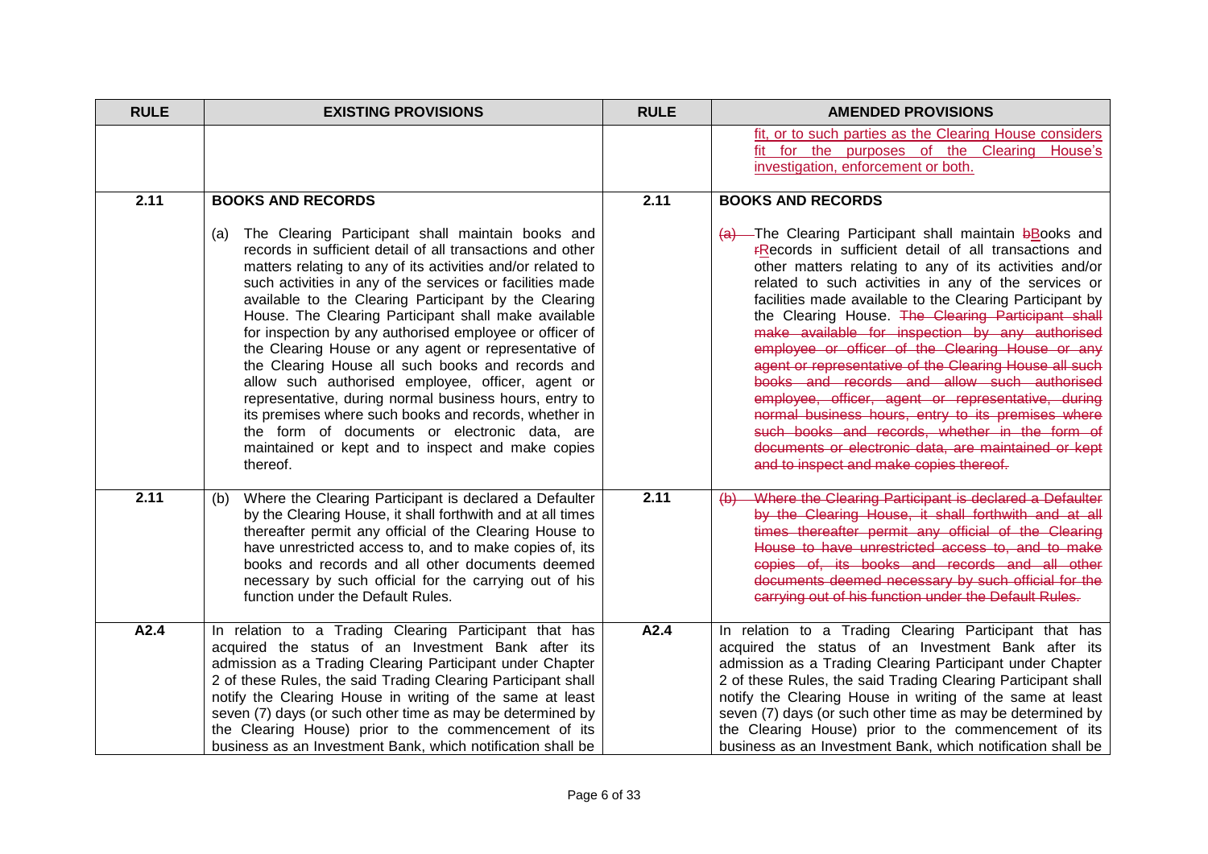| RULE | EXISTING PROVISIONS | RULE | AMENDED PROVISIONS |
|---|---|---|---|
| | | | fit, or to such parties as the Clearing House considers fit for the purposes of the Clearing House's investigation, enforcement or both. |
| 2.11 | **BOOKS AND RECORDS**<br><br>(a) The Clearing Participant shall maintain books and records in sufficient detail of all transactions and other matters relating to any of its activities and/or related to such activities in any of the services or facilities made available to the Clearing Participant by the Clearing House. The Clearing Participant shall make available for inspection by any authorised employee or officer of the Clearing House or any agent or representative of the Clearing House all such books and records and allow such authorised employee, officer, agent or representative, during normal business hours, entry to its premises where such books and records, whether in the form of documents or electronic data, are maintained or kept and to inspect and make copies thereof. | 2.11 | **BOOKS AND RECORDS**<br><br>~~(a)~~ The Clearing Participant shall maintain ~~b~~Books and ~~r~~Records in sufficient detail of all transactions and other matters relating to any of its activities and/or related to such activities in any of the services or facilities made available to the Clearing Participant by the Clearing House. ~~The Clearing Participant shall make available for inspection by any authorised employee or officer of the Clearing House or any agent or representative of the Clearing House all such books and records and allow such authorised employee, officer, agent or representative, during normal business hours, entry to its premises where such books and records, whether in the form of documents or electronic data, are maintained or kept and to inspect and make copies thereof.~~ |
| 2.11 | (b) Where the Clearing Participant is declared a Defaulter by the Clearing House, it shall forthwith and at all times thereafter permit any official of the Clearing House to have unrestricted access to, and to make copies of, its books and records and all other documents deemed necessary by such official for the carrying out of his function under the Default Rules. | 2.11 | ~~(b) Where the Clearing Participant is declared a Defaulter by the Clearing House, it shall forthwith and at all times thereafter permit any official of the Clearing House to have unrestricted access to, and to make copies of, its books and records and all other documents deemed necessary by such official for the carrying out of his function under the Default Rules.~~ |
| A2.4 | In relation to a Trading Clearing Participant that has acquired the status of an Investment Bank after its admission as a Trading Clearing Participant under Chapter 2 of these Rules, the said Trading Clearing Participant shall notify the Clearing House in writing of the same at least seven (7) days (or such other time as may be determined by the Clearing House) prior to the commencement of its business as an Investment Bank, which notification shall be | A2.4 | In relation to a Trading Clearing Participant that has acquired the status of an Investment Bank after its admission as a Trading Clearing Participant under Chapter 2 of these Rules, the said Trading Clearing Participant shall notify the Clearing House in writing of the same at least seven (7) days (or such other time as may be determined by the Clearing House) prior to the commencement of its business as an Investment Bank, which notification shall be |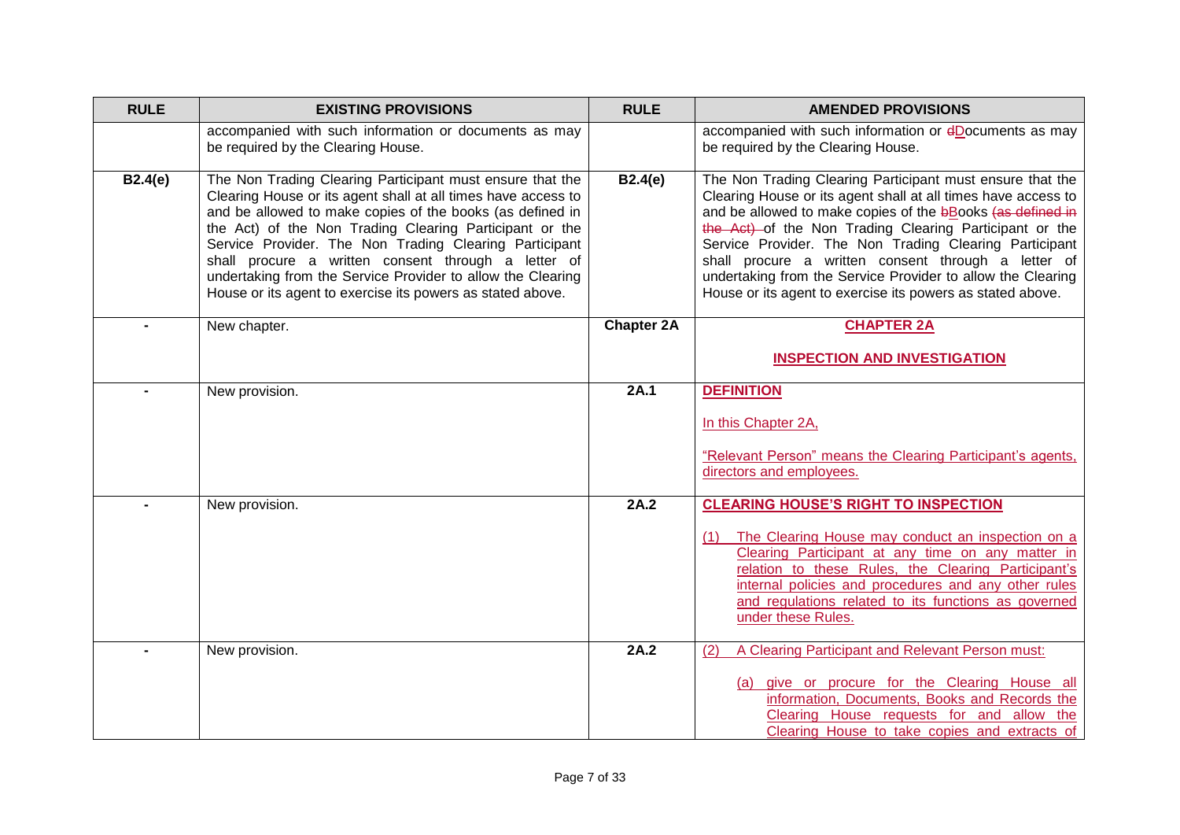| RULE | EXISTING PROVISIONS | RULE | AMENDED PROVISIONS |
|---|---|---|---|
| | accompanied with such information or documents as may be required by the Clearing House. | | accompanied with such information or ~~d~~Documents as may be required by the Clearing House. |
| **B2.4(e)** | The Non Trading Clearing Participant must ensure that the Clearing House or its agent shall at all times have access to and be allowed to make copies of the books (as defined in the Act) of the Non Trading Clearing Participant or the Service Provider. The Non Trading Clearing Participant shall procure a written consent through a letter of undertaking from the Service Provider to allow the Clearing House or its agent to exercise its powers as stated above. | **B2.4(e)** | The Non Trading Clearing Participant must ensure that the Clearing House or its agent shall at all times have access to and be allowed to make copies of the ~~b~~Books ~~(as defined in the Act)~~ of the Non Trading Clearing Participant or the Service Provider. The Non Trading Clearing Participant shall procure a written consent through a letter of undertaking from the Service Provider to allow the Clearing House or its agent to exercise its powers as stated above. |
| - | New chapter. | **Chapter 2A** | **CHAPTER 2A**<br><br>**INSPECTION AND INVESTIGATION** |
| - | New provision. | **2A.1** | **DEFINITION**<br><br>In this Chapter 2A,<br><br>"Relevant Person" means the Clearing Participant's agents, directors and employees. |
| - | New provision. | **2A.2** | **CLEARING HOUSE'S RIGHT TO INSPECTION**<br><br>(1) The Clearing House may conduct an inspection on a Clearing Participant at any time on any matter in relation to these Rules, the Clearing Participant's internal policies and procedures and any other rules and regulations related to its functions as governed under these Rules. |
| - | New provision. | **2A.2** | (2) A Clearing Participant and Relevant Person must:<br><br>(a) give or procure for the Clearing House all information, Documents, Books and Records the Clearing House requests for and allow the Clearing House to take copies and extracts of |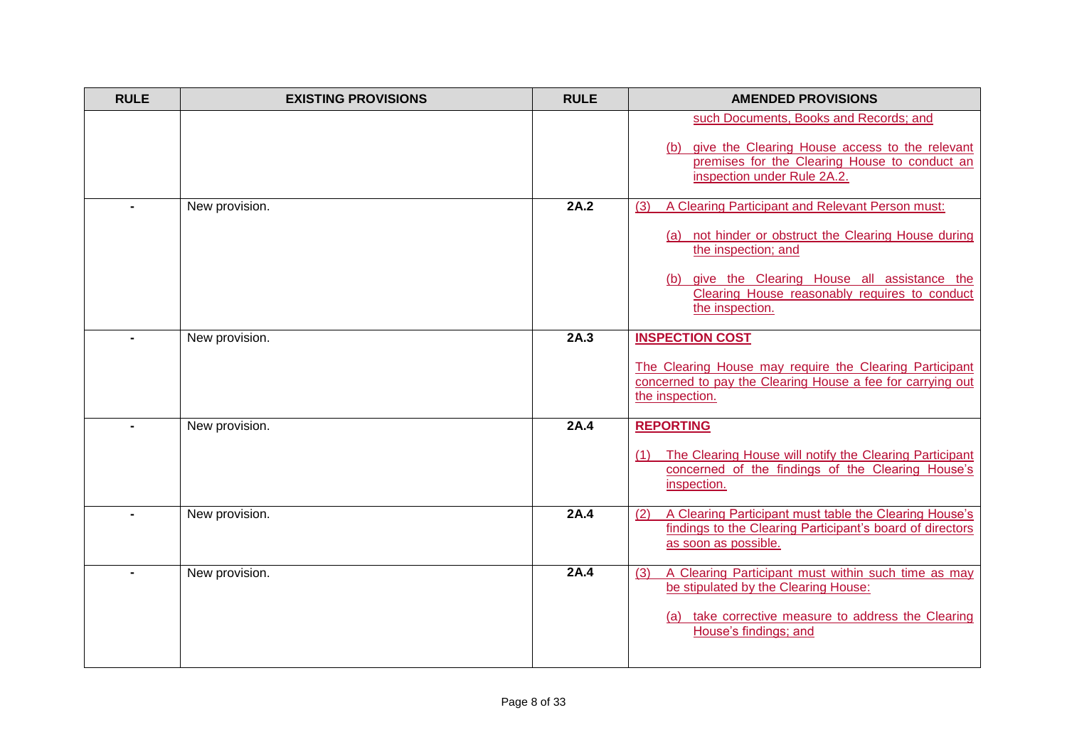| RULE | EXISTING PROVISIONS | RULE | AMENDED PROVISIONS |
|---|---|---|---|
| | | | such Documents, Books and Records; and<br><br>(b) give the Clearing House access to the relevant premises for the Clearing House to conduct an inspection under Rule 2A.2. |
| - | New provision. | **2A.2** | (3) A Clearing Participant and Relevant Person must:<br><br>(a) not hinder or obstruct the Clearing House during the inspection; and<br><br>(b) give the Clearing House all assistance the Clearing House reasonably requires to conduct the inspection. |
| - | New provision. | **2A.3** | **INSPECTION COST**<br><br>The Clearing House may require the Clearing Participant concerned to pay the Clearing House a fee for carrying out the inspection. |
| - | New provision. | **2A.4** | **REPORTING**<br><br>(1) The Clearing House will notify the Clearing Participant concerned of the findings of the Clearing House's inspection. |
| - | New provision. | **2A.4** | (2) A Clearing Participant must table the Clearing House's findings to the Clearing Participant's board of directors as soon as possible. |
| - | New provision. | **2A.4** | (3) A Clearing Participant must within such time as may be stipulated by the Clearing House:<br><br>(a) take corrective measure to address the Clearing House's findings; and |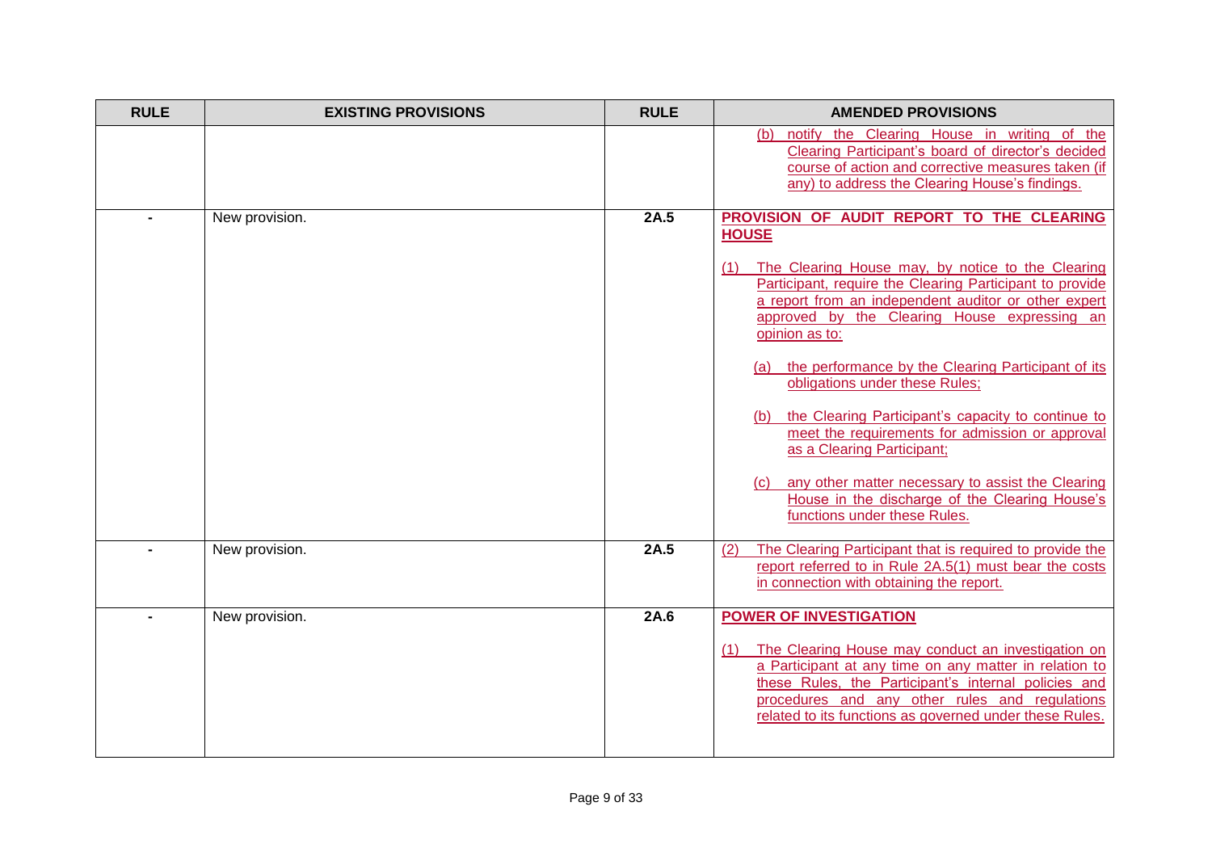| RULE | EXISTING PROVISIONS | RULE | AMENDED PROVISIONS |
|---|---|---|---|
| | | | (b) notify the Clearing House in writing of the Clearing Participant's board of director's decided course of action and corrective measures taken (if any) to address the Clearing House's findings. |
| - | New provision. | **2A.5** | **PROVISION OF AUDIT REPORT TO THE CLEARING HOUSE**<br><br>(1) The Clearing House may, by notice to the Clearing Participant, require the Clearing Participant to provide a report from an independent auditor or other expert approved by the Clearing House expressing an opinion as to:<br><br>(a) the performance by the Clearing Participant of its obligations under these Rules;<br><br>(b) the Clearing Participant's capacity to continue to meet the requirements for admission or approval as a Clearing Participant;<br><br>(c) any other matter necessary to assist the Clearing House in the discharge of the Clearing House's functions under these Rules. |
| - | New provision. | **2A.5** | (2) The Clearing Participant that is required to provide the report referred to in Rule 2A.5(1) must bear the costs in connection with obtaining the report. |
| - | New provision. | **2A.6** | **POWER OF INVESTIGATION**<br><br>(1) The Clearing House may conduct an investigation on a Participant at any time on any matter in relation to these Rules, the Participant's internal policies and procedures and any other rules and regulations related to its functions as governed under these Rules. |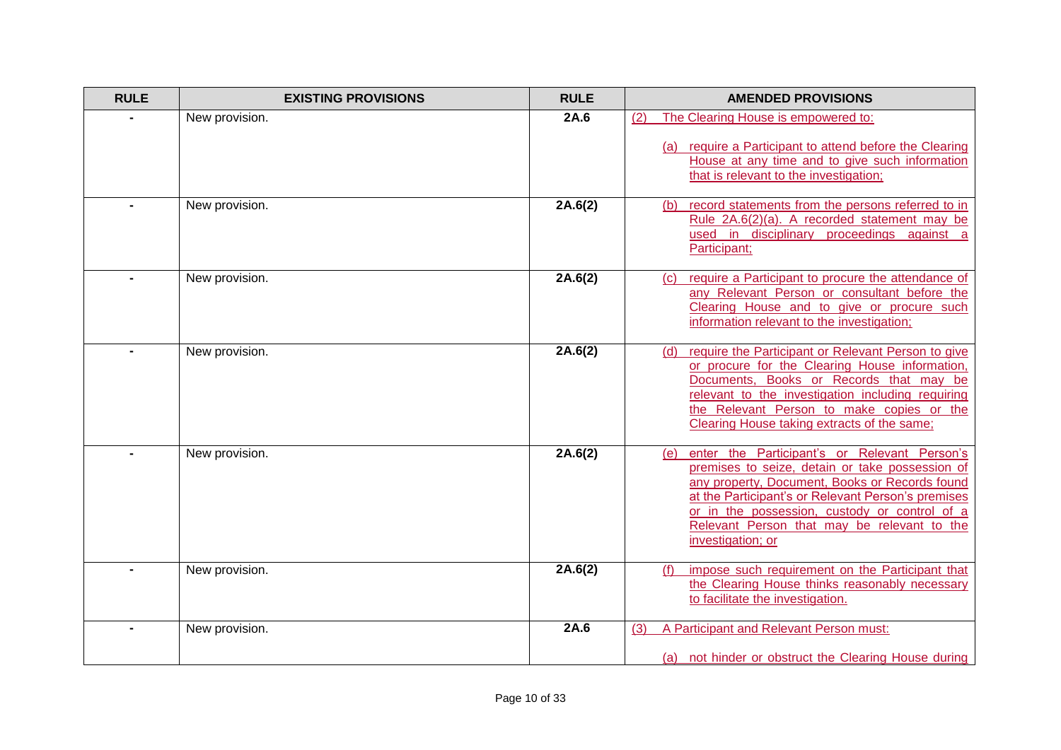| RULE | EXISTING PROVISIONS | RULE | AMENDED PROVISIONS |
|---|---|---|---|
| - | New provision. | 2A.6 | (2) The Clearing House is empowered to:<br><br>(a) require a Participant to attend before the Clearing House at any time and to give such information that is relevant to the investigation; |
| - | New provision. | 2A.6(2) | (b) record statements from the persons referred to in Rule 2A.6(2)(a). A recorded statement may be used in disciplinary proceedings against a Participant; |
| - | New provision. | 2A.6(2) | (c) require a Participant to procure the attendance of any Relevant Person or consultant before the Clearing House and to give or procure such information relevant to the investigation; |
| - | New provision. | 2A.6(2) | (d) require the Participant or Relevant Person to give or procure for the Clearing House information, Documents, Books or Records that may be relevant to the investigation including requiring the Relevant Person to make copies or the Clearing House taking extracts of the same; |
| - | New provision. | 2A.6(2) | (e) enter the Participant's or Relevant Person's premises to seize, detain or take possession of any property, Document, Books or Records found at the Participant's or Relevant Person's premises or in the possession, custody or control of a Relevant Person that may be relevant to the investigation; or |
| - | New provision. | 2A.6(2) | (f) impose such requirement on the Participant that the Clearing House thinks reasonably necessary to facilitate the investigation. |
| - | New provision. | 2A.6 | (3) A Participant and Relevant Person must:<br><br>(a) not hinder or obstruct the Clearing House during |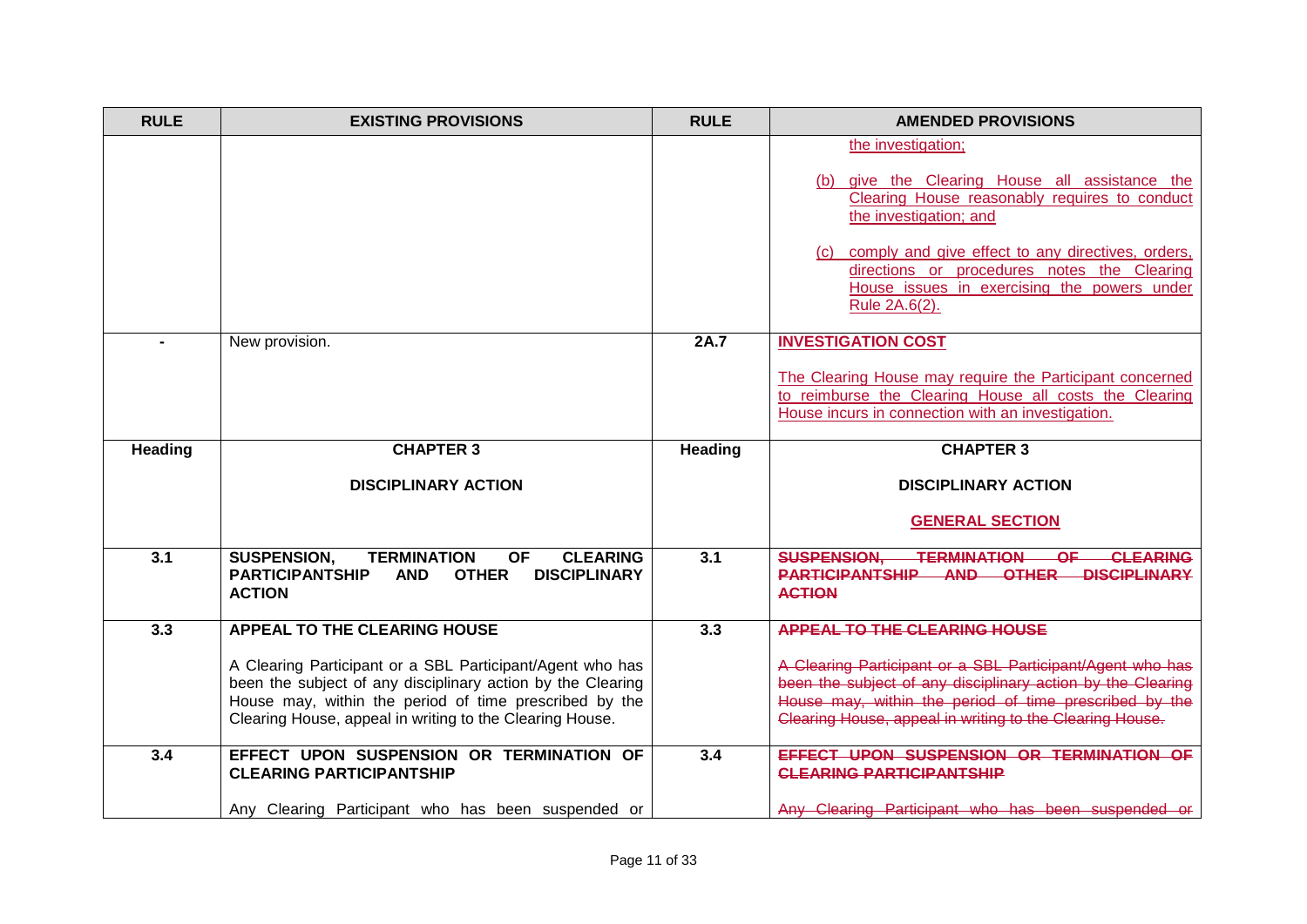| RULE | EXISTING PROVISIONS | RULE | AMENDED PROVISIONS |
|---|---|---|---|
| | | | the investigation;<br><br>(b) give the Clearing House all assistance the Clearing House reasonably requires to conduct the investigation; and<br><br>(c) comply and give effect to any directives, orders, directions or procedures notes the Clearing House issues in exercising the powers under Rule 2A.6(2). |
| - | New provision. | **2A.7** | **INVESTIGATION COST**<br><br>The Clearing House may require the Participant concerned to reimburse the Clearing House all costs the Clearing House incurs in connection with an investigation. |
| **Heading** | **CHAPTER 3**<br><br>**DISCIPLINARY ACTION** | **Heading** | **CHAPTER 3**<br><br>**DISCIPLINARY ACTION**<br><br>**GENERAL SECTION** |
| **3.1** | **SUSPENSION, TERMINATION OF CLEARING PARTICIPANTSHIP AND OTHER DISCIPLINARY ACTION** | **3.1** | ~~**SUSPENSION, TERMINATION OF CLEARING PARTICIPANTSHIP AND OTHER DISCIPLINARY ACTION**~~ |
| **3.3** | **APPEAL TO THE CLEARING HOUSE**<br><br>A Clearing Participant or a SBL Participant/Agent who has been the subject of any disciplinary action by the Clearing House may, within the period of time prescribed by the Clearing House, appeal in writing to the Clearing House. | **3.3** | ~~**APPEAL TO THE CLEARING HOUSE**~~<br><br>~~A Clearing Participant or a SBL Participant/Agent who has been the subject of any disciplinary action by the Clearing House may, within the period of time prescribed by the Clearing House, appeal in writing to the Clearing House.~~ |
| **3.4** | **EFFECT UPON SUSPENSION OR TERMINATION OF CLEARING PARTICIPANTSHIP**<br><br>Any Clearing Participant who has been suspended or | **3.4** | ~~**EFFECT UPON SUSPENSION OR TERMINATION OF CLEARING PARTICIPANTSHIP**~~<br><br>~~Any Clearing Participant who has been suspended or~~ |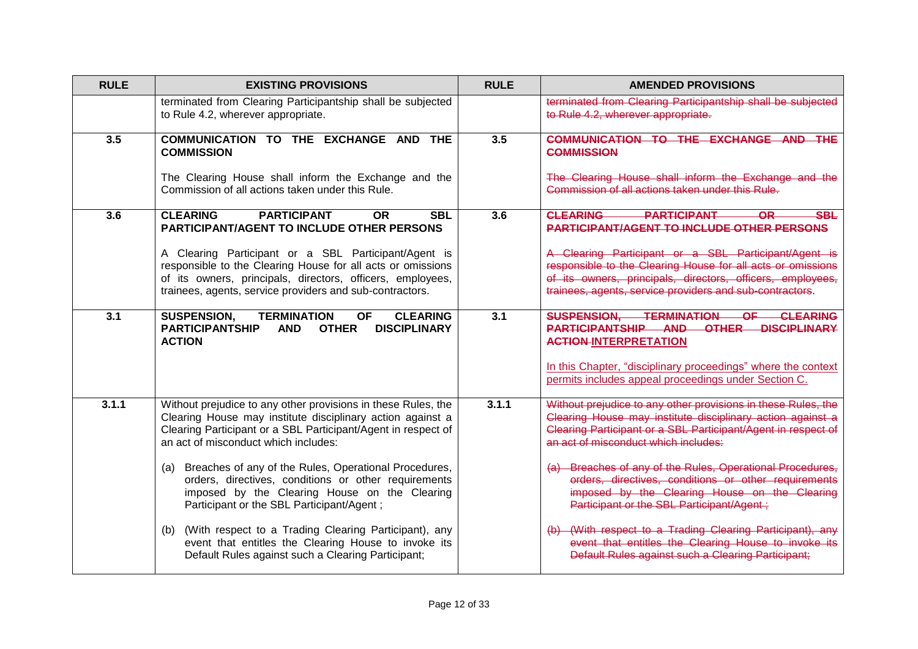| RULE | EXISTING PROVISIONS | RULE | AMENDED PROVISIONS |
|---|---|---|---|
| | terminated from Clearing Participantship shall be subjected to Rule 4.2, wherever appropriate. | | ~~terminated from Clearing Participantship shall be subjected to Rule 4.2, wherever appropriate.~~ |
| 3.5 | **COMMUNICATION TO THE EXCHANGE AND THE COMMISSION**<br><br>The Clearing House shall inform the Exchange and the Commission of all actions taken under this Rule. | 3.5 | ~~**COMMUNICATION TO THE EXCHANGE AND THE COMMISSION**~~<br><br>~~The Clearing House shall inform the Exchange and the Commission of all actions taken under this Rule.~~ |
| 3.6 | **CLEARING PARTICIPANT OR SBL PARTICIPANT/AGENT TO INCLUDE OTHER PERSONS**<br><br>A Clearing Participant or a SBL Participant/Agent is responsible to the Clearing House for all acts or omissions of its owners, principals, directors, officers, employees, trainees, agents, service providers and sub-contractors. | 3.6 | ~~**CLEARING PARTICIPANT OR SBL PARTICIPANT/AGENT TO INCLUDE OTHER PERSONS**~~<br><br>~~A Clearing Participant or a SBL Participant/Agent is responsible to the Clearing House for all acts or omissions of its owners, principals, directors, officers, employees, trainees, agents, service providers and sub-contractors.~~ |
| 3.1 | **SUSPENSION, TERMINATION OF CLEARING PARTICIPANTSHIP AND OTHER DISCIPLINARY ACTION** | 3.1 | ~~**SUSPENSION, TERMINATION OF CLEARING PARTICIPANTSHIP AND OTHER DISCIPLINARY ACTION**~~ **INTERPRETATION**<br><br>In this Chapter, "disciplinary proceedings" where the context permits includes appeal proceedings under Section C. |
| 3.1.1 | Without prejudice to any other provisions in these Rules, the Clearing House may institute disciplinary action against a Clearing Participant or a SBL Participant/Agent in respect of an act of misconduct which includes:<br><br>(a) Breaches of any of the Rules, Operational Procedures, orders, directives, conditions or other requirements imposed by the Clearing House on the Clearing Participant or the SBL Participant/Agent ;<br><br>(b) (With respect to a Trading Clearing Participant), any event that entitles the Clearing House to invoke its Default Rules against such a Clearing Participant; | 3.1.1 | ~~Without prejudice to any other provisions in these Rules, the Clearing House may institute disciplinary action against a Clearing Participant or a SBL Participant/Agent in respect of an act of misconduct which includes:~~<br><br>~~(a) Breaches of any of the Rules, Operational Procedures, orders, directives, conditions or other requirements imposed by the Clearing House on the Clearing Participant or the SBL Participant/Agent ;~~<br><br>~~(b) (With respect to a Trading Clearing Participant), any event that entitles the Clearing House to invoke its Default Rules against such a Clearing Participant;~~ |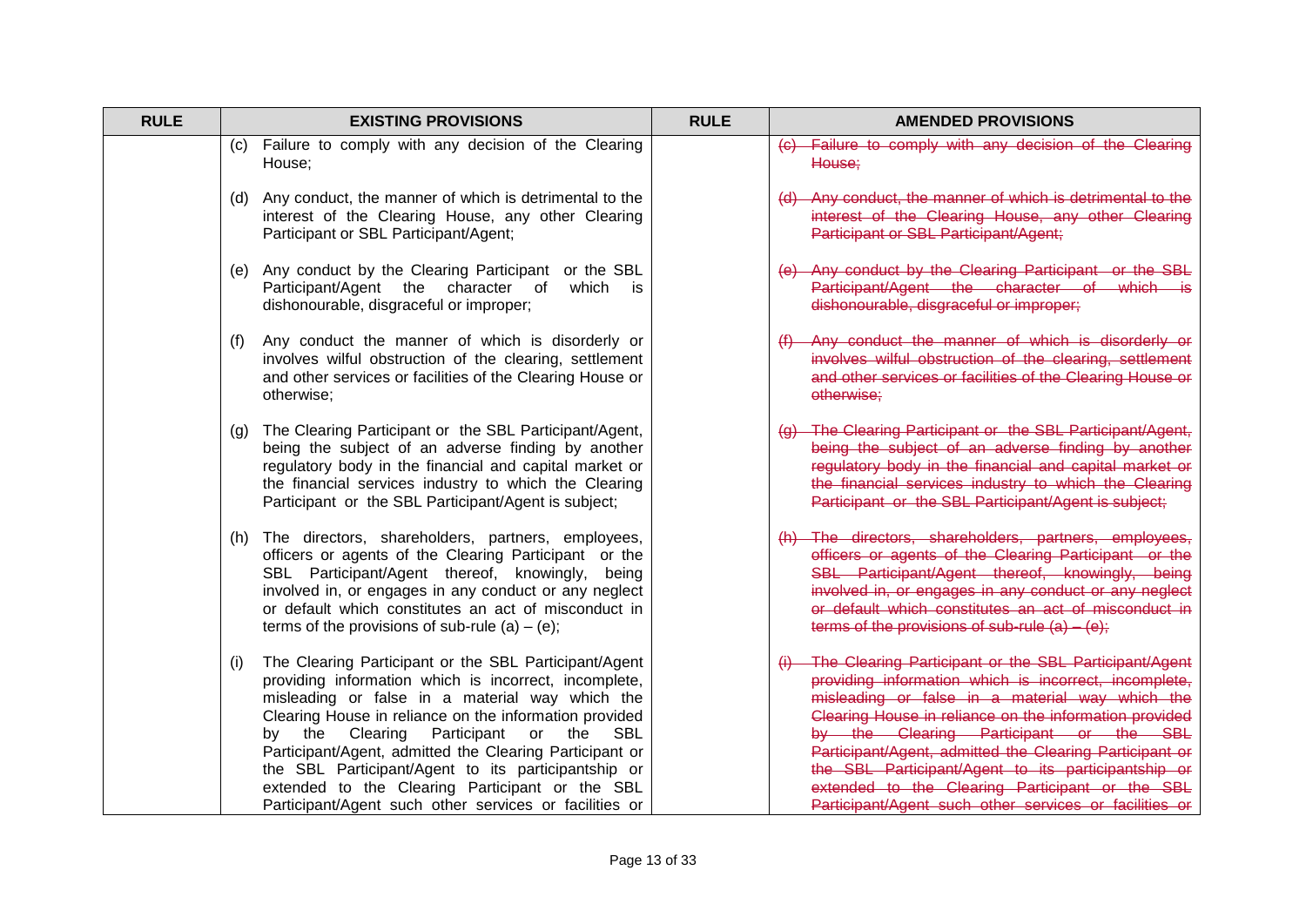| RULE | EXISTING PROVISIONS | RULE | AMENDED PROVISIONS |
|---|---|---|---|
| | (c) Failure to comply with any decision of the Clearing House;<br><br>(d) Any conduct, the manner of which is detrimental to the interest of the Clearing House, any other Clearing Participant or SBL Participant/Agent;<br><br>(e) Any conduct by the Clearing Participant or the SBL Participant/Agent the character of which is dishonourable, disgraceful or improper;<br><br>(f) Any conduct the manner of which is disorderly or involves wilful obstruction of the clearing, settlement and other services or facilities of the Clearing House or otherwise;<br><br>(g) The Clearing Participant or the SBL Participant/Agent, being the subject of an adverse finding by another regulatory body in the financial and capital market or the financial services industry to which the Clearing Participant or the SBL Participant/Agent is subject;<br><br>(h) The directors, shareholders, partners, employees, officers or agents of the Clearing Participant or the SBL Participant/Agent thereof, knowingly, being involved in, or engages in any conduct or any neglect or default which constitutes an act of misconduct in terms of the provisions of sub-rule (a) – (e);<br><br>(i) The Clearing Participant or the SBL Participant/Agent providing information which is incorrect, incomplete, misleading or false in a material way which the Clearing House in reliance on the information provided by the Clearing Participant or the SBL Participant/Agent, admitted the Clearing Participant or the SBL Participant/Agent to its participantship or extended to the Clearing Participant or the SBL Participant/Agent such other services or facilities or | | ~~(c) Failure to comply with any decision of the Clearing House;~~<br><br>~~(d) Any conduct, the manner of which is detrimental to the interest of the Clearing House, any other Clearing Participant or SBL Participant/Agent;~~<br><br>~~(e) Any conduct by the Clearing Participant or the SBL Participant/Agent the character of which is dishonourable, disgraceful or improper;~~<br><br>~~(f) Any conduct the manner of which is disorderly or involves wilful obstruction of the clearing, settlement and other services or facilities of the Clearing House or otherwise;~~<br><br>~~(g) The Clearing Participant or the SBL Participant/Agent, being the subject of an adverse finding by another regulatory body in the financial and capital market or the financial services industry to which the Clearing Participant or the SBL Participant/Agent is subject;~~<br><br>~~(h) The directors, shareholders, partners, employees, officers or agents of the Clearing Participant or the SBL Participant/Agent thereof, knowingly, being involved in, or engages in any conduct or any neglect or default which constitutes an act of misconduct in terms of the provisions of sub-rule (a) – (e);~~<br><br>~~(i) The Clearing Participant or the SBL Participant/Agent providing information which is incorrect, incomplete, misleading or false in a material way which the Clearing House in reliance on the information provided by the Clearing Participant or the SBL Participant/Agent, admitted the Clearing Participant or the SBL Participant/Agent to its participantship or extended to the Clearing Participant or the SBL Participant/Agent such other services or facilities or~~ |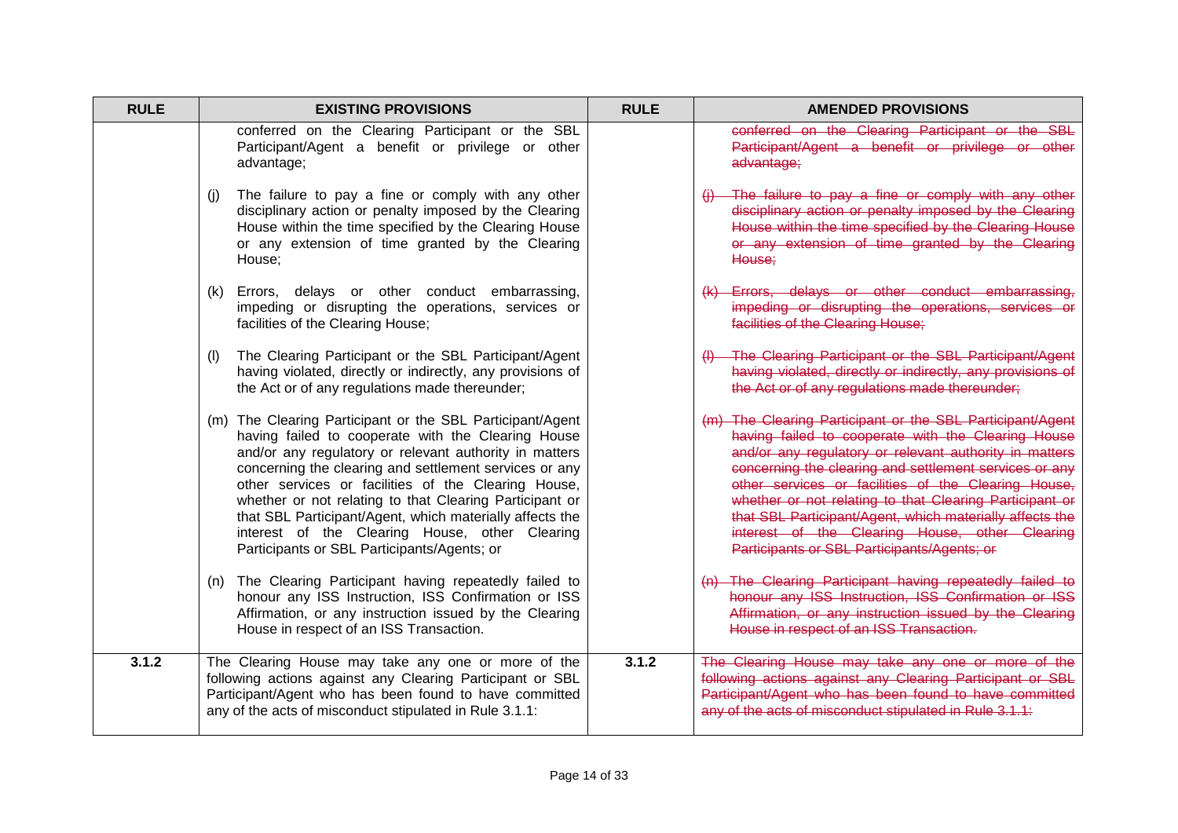| RULE | EXISTING PROVISIONS | RULE | AMENDED PROVISIONS |
|---|---|---|---|
| | conferred on the Clearing Participant or the SBL Participant/Agent a benefit or privilege or other advantage;<br><br>(j) The failure to pay a fine or comply with any other disciplinary action or penalty imposed by the Clearing House within the time specified by the Clearing House or any extension of time granted by the Clearing House;<br><br>(k) Errors, delays or other conduct embarrassing, impeding or disrupting the operations, services or facilities of the Clearing House;<br><br>(l) The Clearing Participant or the SBL Participant/Agent having violated, directly or indirectly, any provisions of the Act or of any regulations made thereunder;<br><br>(m) The Clearing Participant or the SBL Participant/Agent having failed to cooperate with the Clearing House and/or any regulatory or relevant authority in matters concerning the clearing and settlement services or any other services or facilities of the Clearing House, whether or not relating to that Clearing Participant or that SBL Participant/Agent, which materially affects the interest of the Clearing House, other Clearing Participants or SBL Participants/Agents; or<br><br>(n) The Clearing Participant having repeatedly failed to honour any ISS Instruction, ISS Confirmation or ISS Affirmation, or any instruction issued by the Clearing House in respect of an ISS Transaction. | | ~~conferred on the Clearing Participant or the SBL Participant/Agent a benefit or privilege or other advantage;~~<br><br>~~(j) The failure to pay a fine or comply with any other disciplinary action or penalty imposed by the Clearing House within the time specified by the Clearing House or any extension of time granted by the Clearing House;~~<br><br>~~(k) Errors, delays or other conduct embarrassing, impeding or disrupting the operations, services or facilities of the Clearing House;~~<br><br>~~(l) The Clearing Participant or the SBL Participant/Agent having violated, directly or indirectly, any provisions of the Act or of any regulations made thereunder;~~<br><br>~~(m) The Clearing Participant or the SBL Participant/Agent having failed to cooperate with the Clearing House and/or any regulatory or relevant authority in matters concerning the clearing and settlement services or any other services or facilities of the Clearing House, whether or not relating to that Clearing Participant or that SBL Participant/Agent, which materially affects the interest of the Clearing House, other Clearing Participants or SBL Participants/Agents; or~~<br><br>~~(n) The Clearing Participant having repeatedly failed to honour any ISS Instruction, ISS Confirmation or ISS Affirmation, or any instruction issued by the Clearing House in respect of an ISS Transaction.~~ |
| **3.1.2** | The Clearing House may take any one or more of the following actions against any Clearing Participant or SBL Participant/Agent who has been found to have committed any of the acts of misconduct stipulated in Rule 3.1.1: | **3.1.2** | ~~The Clearing House may take any one or more of the following actions against any Clearing Participant or SBL Participant/Agent who has been found to have committed any of the acts of misconduct stipulated in Rule 3.1.1:~~ |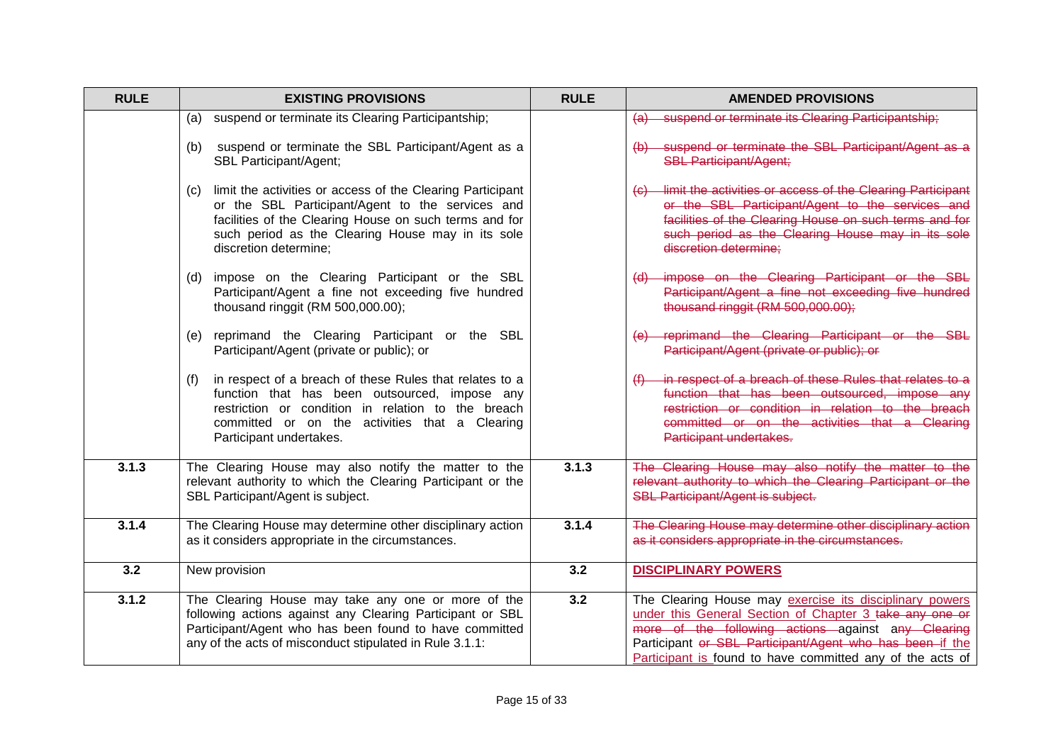| RULE | EXISTING PROVISIONS | RULE | AMENDED PROVISIONS |
|---|---|---|---|
| | (a) suspend or terminate its Clearing Participantship;<br><br>(b) suspend or terminate the SBL Participant/Agent as a SBL Participant/Agent;<br><br>(c) limit the activities or access of the Clearing Participant or the SBL Participant/Agent to the services and facilities of the Clearing House on such terms and for such period as the Clearing House may in its sole discretion determine;<br><br>(d) impose on the Clearing Participant or the SBL Participant/Agent a fine not exceeding five hundred thousand ringgit (RM 500,000.00);<br><br>(e) reprimand the Clearing Participant or the SBL Participant/Agent (private or public); or<br><br>(f) in respect of a breach of these Rules that relates to a function that has been outsourced, impose any restriction or condition in relation to the breach committed or on the activities that a Clearing Participant undertakes. | | ~~(a) suspend or terminate its Clearing Participantship;~~<br><br>~~(b) suspend or terminate the SBL Participant/Agent as a SBL Participant/Agent;~~<br><br>~~(c) limit the activities or access of the Clearing Participant or the SBL Participant/Agent to the services and facilities of the Clearing House on such terms and for such period as the Clearing House may in its sole discretion determine;~~<br><br>~~(d) impose on the Clearing Participant or the SBL Participant/Agent a fine not exceeding five hundred thousand ringgit (RM 500,000.00);~~<br><br>~~(e) reprimand the Clearing Participant or the SBL Participant/Agent (private or public); or~~<br><br>~~(f) in respect of a breach of these Rules that relates to a function that has been outsourced, impose any restriction or condition in relation to the breach committed or on the activities that a Clearing Participant undertakes.~~ |
| **3.1.3** | The Clearing House may also notify the matter to the relevant authority to which the Clearing Participant or the SBL Participant/Agent is subject. | **3.1.3** | ~~The Clearing House may also notify the matter to the relevant authority to which the Clearing Participant or the SBL Participant/Agent is subject.~~ |
| **3.1.4** | The Clearing House may determine other disciplinary action as it considers appropriate in the circumstances. | **3.1.4** | ~~The Clearing House may determine other disciplinary action as it considers appropriate in the circumstances.~~ |
| **3.2** | New provision | **3.2** | **DISCIPLINARY POWERS** |
| **3.1.2** | The Clearing House may take any one or more of the following actions against any Clearing Participant or SBL Participant/Agent who has been found to have committed any of the acts of misconduct stipulated in Rule 3.1.1: | **3.2** | The Clearing House may exercise its disciplinary powers under this General Section of Chapter 3 ~~take any one or more of the following actions~~ against a~~ny Clearing~~ Participant ~~or SBL Participant/Agent who has been~~ if the Participant is found to have committed any of the acts of |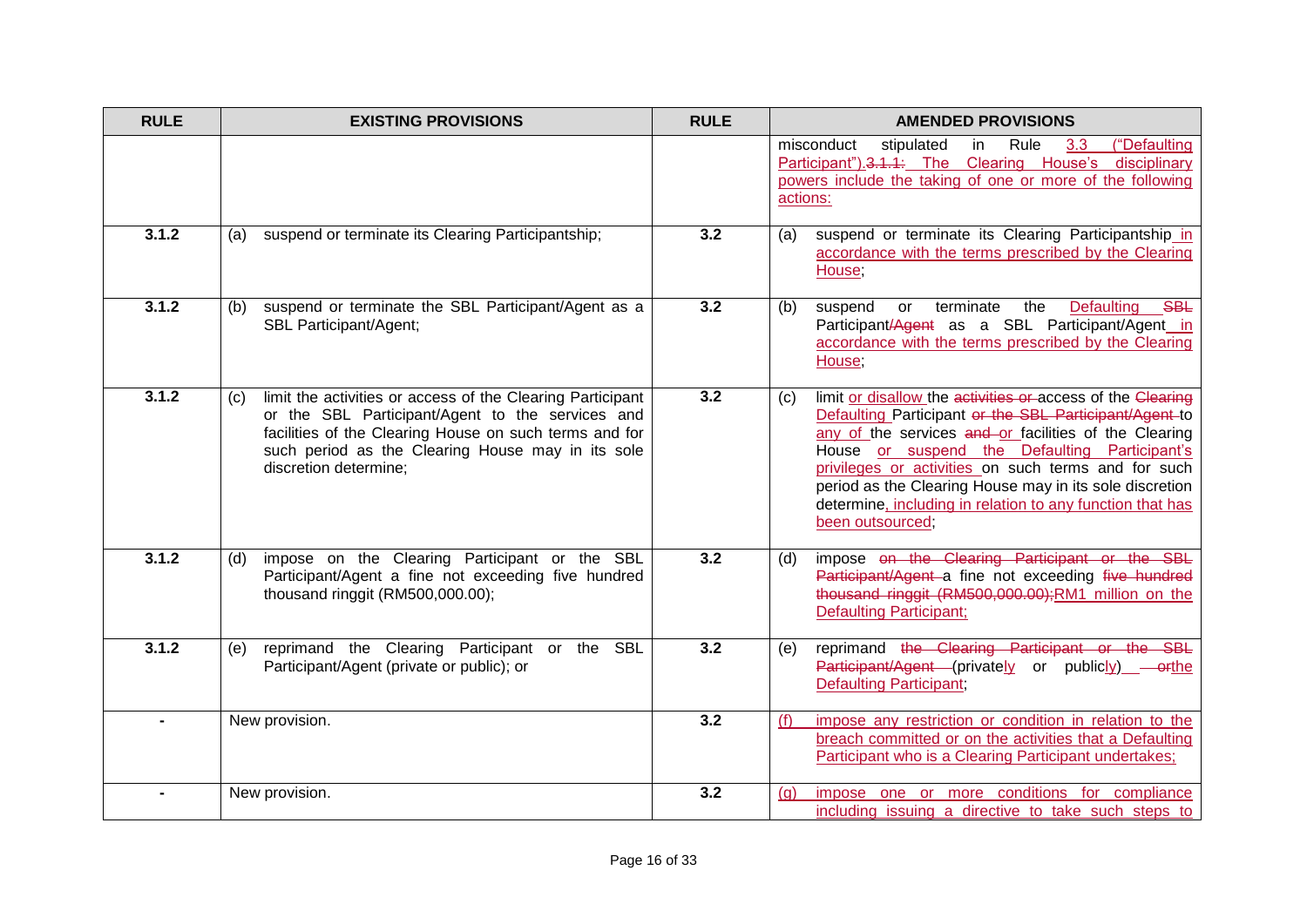| RULE | EXISTING PROVISIONS | RULE | AMENDED PROVISIONS |
| --- | --- | --- | --- |
| | | | misconduct stipulated in Rule 3.3 ("Defaulting Participant").~~3.1.1:~~ The Clearing House's disciplinary powers include the taking of one or more of the following actions: |
| 3.1.2 | (a) suspend or terminate its Clearing Participantship; | 3.2 | (a) suspend or terminate its Clearing Participantship in accordance with the terms prescribed by the Clearing House; |
| 3.1.2 | (b) suspend or terminate the SBL Participant/Agent as a SBL Participant/Agent; | 3.2 | (b) suspend or terminate the Defaulting ~~SBL~~ Participant/~~Agent~~ as a SBL Participant/Agent in accordance with the terms prescribed by the Clearing House; |
| 3.1.2 | (c) limit the activities or access of the Clearing Participant or the SBL Participant/Agent to the services and facilities of the Clearing House on such terms and for such period as the Clearing House may in its sole discretion determine; | 3.2 | (c) limit or disallow the ~~activities or~~ access of the ~~Clearing~~ Defaulting Participant ~~or the SBL Participant/Agent~~ to any of the services ~~and~~ or facilities of the Clearing House or suspend the Defaulting Participant's privileges or activities on such terms and for such period as the Clearing House may in its sole discretion determine, including in relation to any function that has been outsourced; |
| 3.1.2 | (d) impose on the Clearing Participant or the SBL Participant/Agent a fine not exceeding five hundred thousand ringgit (RM500,000.00); | 3.2 | (d) impose ~~on the Clearing Participant or the SBL Participant/Agent~~ a fine not exceeding ~~five hundred thousand ringgit (RM500,000.00);~~RM1 million on the Defaulting Participant; |
| 3.1.2 | (e) reprimand the Clearing Participant or the SBL Participant/Agent (private or public); or | 3.2 | (e) reprimand ~~the Clearing Participant or the SBL Participant/Agent~~ (privately or publicly) ~~or~~the Defaulting Participant; |
| - | New provision. | 3.2 | (f) impose any restriction or condition in relation to the breach committed or on the activities that a Defaulting Participant who is a Clearing Participant undertakes; |
| - | New provision. | 3.2 | (g) impose one or more conditions for compliance including issuing a directive to take such steps to |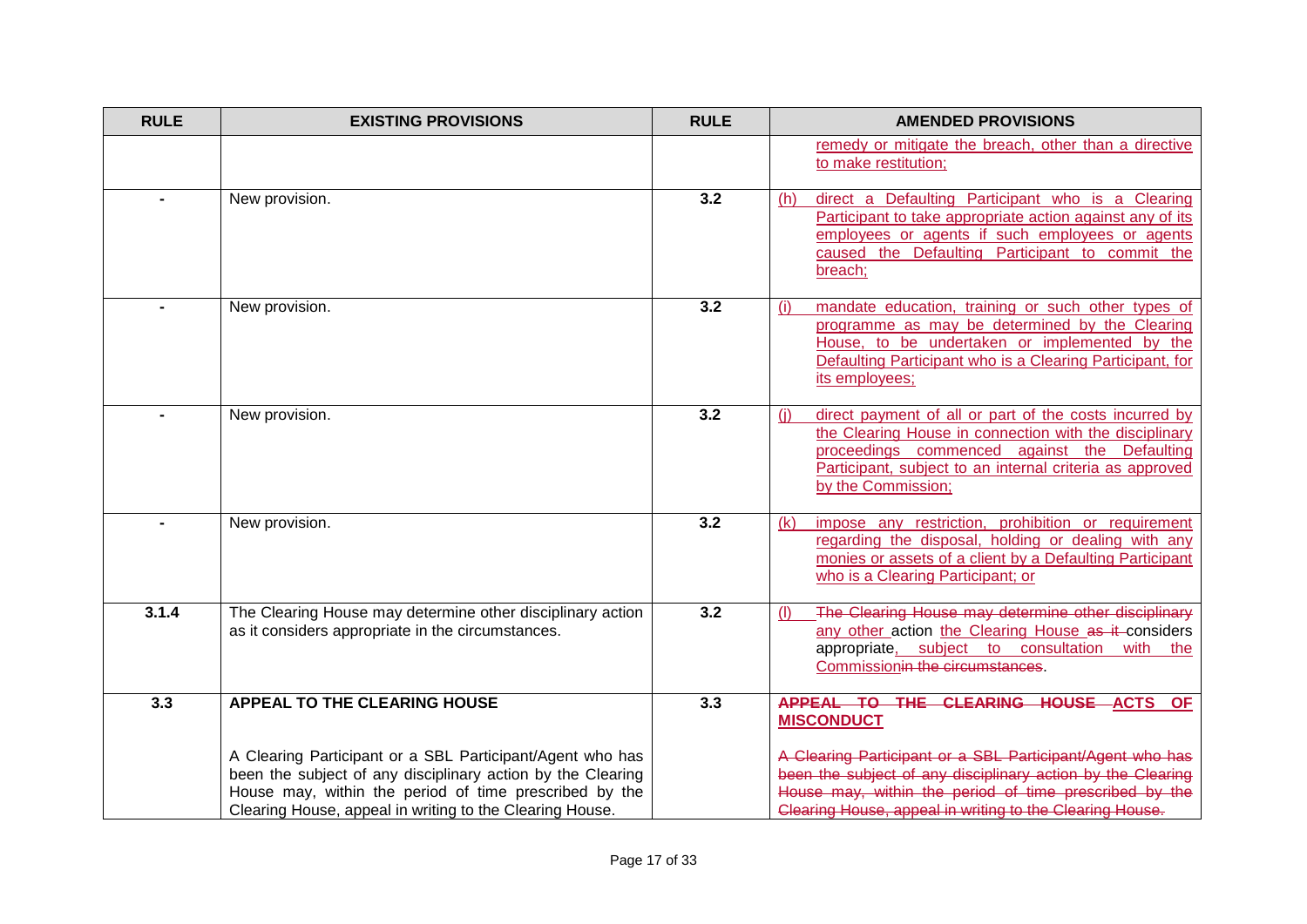| RULE | EXISTING PROVISIONS | RULE | AMENDED PROVISIONS |
|---|---|---|---|
| | | | remedy or mitigate the breach, other than a directive to make restitution; |
| - | New provision. | 3.2 | (h) direct a Defaulting Participant who is a Clearing Participant to take appropriate action against any of its employees or agents if such employees or agents caused the Defaulting Participant to commit the breach; |
| - | New provision. | 3.2 | (i) mandate education, training or such other types of programme as may be determined by the Clearing House, to be undertaken or implemented by the Defaulting Participant who is a Clearing Participant, for its employees; |
| - | New provision. | 3.2 | (j) direct payment of all or part of the costs incurred by the Clearing House in connection with the disciplinary proceedings commenced against the Defaulting Participant, subject to an internal criteria as approved by the Commission; |
| - | New provision. | 3.2 | (k) impose any restriction, prohibition or requirement regarding the disposal, holding or dealing with any monies or assets of a client by a Defaulting Participant who is a Clearing Participant; or |
| 3.1.4 | The Clearing House may determine other disciplinary action as it considers appropriate in the circumstances. | 3.2 | (l) ~~The Clearing House may determine other disciplinary~~ any other action the Clearing House ~~as it~~ considers appropriate, subject to consultation with the Commission~~in the circumstances~~. |
| 3.3 | **APPEAL TO THE CLEARING HOUSE**<br><br>A Clearing Participant or a SBL Participant/Agent who has been the subject of any disciplinary action by the Clearing House may, within the period of time prescribed by the Clearing House, appeal in writing to the Clearing House. | 3.3 | **~~APPEAL TO THE CLEARING HOUSE~~ ACTS OF MISCONDUCT**<br><br>~~A Clearing Participant or a SBL Participant/Agent who has been the subject of any disciplinary action by the Clearing House may, within the period of time prescribed by the Clearing House, appeal in writing to the Clearing House.~~ |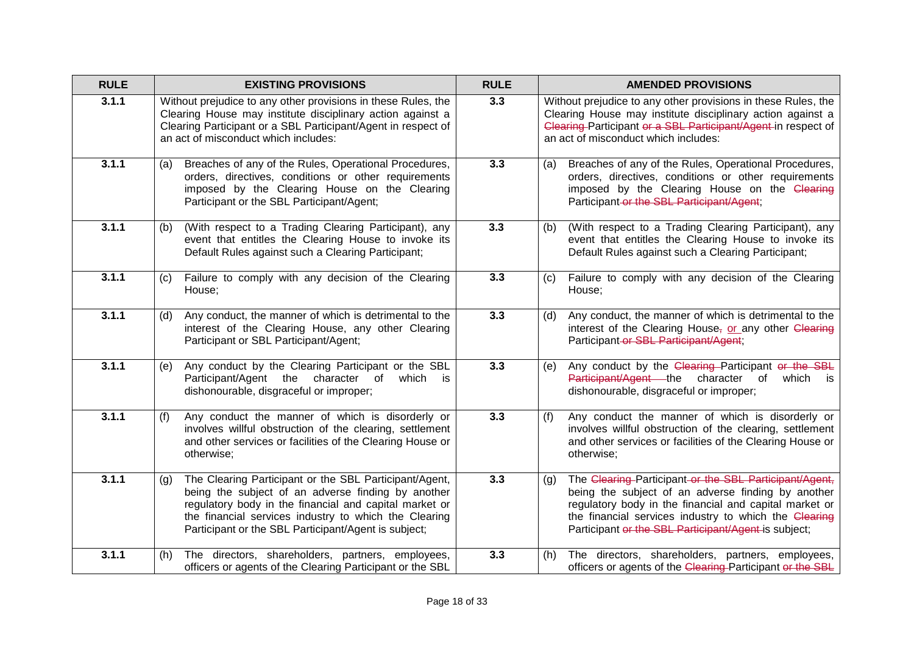| RULE | EXISTING PROVISIONS | RULE | AMENDED PROVISIONS |
|---|---|---|---|
| 3.1.1 | Without prejudice to any other provisions in these Rules, the Clearing House may institute disciplinary action against a Clearing Participant or a SBL Participant/Agent in respect of an act of misconduct which includes: | 3.3 | Without prejudice to any other provisions in these Rules, the Clearing House may institute disciplinary action against a ~~Clearing~~ Participant ~~or a SBL Participant/Agent~~ in respect of an act of misconduct which includes: |
| 3.1.1 | (a) Breaches of any of the Rules, Operational Procedures, orders, directives, conditions or other requirements imposed by the Clearing House on the Clearing Participant or the SBL Participant/Agent; | 3.3 | (a) Breaches of any of the Rules, Operational Procedures, orders, directives, conditions or other requirements imposed by the Clearing House on the ~~Clearing~~ Participant ~~or the SBL Participant/Agent~~; |
| 3.1.1 | (b) (With respect to a Trading Clearing Participant), any event that entitles the Clearing House to invoke its Default Rules against such a Clearing Participant; | 3.3 | (b) (With respect to a Trading Clearing Participant), any event that entitles the Clearing House to invoke its Default Rules against such a Clearing Participant; |
| 3.1.1 | (c) Failure to comply with any decision of the Clearing House; | 3.3 | (c) Failure to comply with any decision of the Clearing House; |
| 3.1.1 | (d) Any conduct, the manner of which is detrimental to the interest of the Clearing House, any other Clearing Participant or SBL Participant/Agent; | 3.3 | (d) Any conduct, the manner of which is detrimental to the interest of the Clearing House~~,~~ or any other ~~Clearing~~ Participant ~~or SBL Participant/Agent~~; |
| 3.1.1 | (e) Any conduct by the Clearing Participant or the SBL Participant/Agent the character of which is dishonourable, disgraceful or improper; | 3.3 | (e) Any conduct by the ~~Clearing~~ Participant ~~or the SBL Participant/Agent~~ the character of which is dishonourable, disgraceful or improper; |
| 3.1.1 | (f) Any conduct the manner of which is disorderly or involves willful obstruction of the clearing, settlement and other services or facilities of the Clearing House or otherwise; | 3.3 | (f) Any conduct the manner of which is disorderly or involves willful obstruction of the clearing, settlement and other services or facilities of the Clearing House or otherwise; |
| 3.1.1 | (g) The Clearing Participant or the SBL Participant/Agent, being the subject of an adverse finding by another regulatory body in the financial and capital market or the financial services industry to which the Clearing Participant or the SBL Participant/Agent is subject; | 3.3 | (g) The ~~Clearing~~ Participant ~~or the SBL Participant/Agent,~~ being the subject of an adverse finding by another regulatory body in the financial and capital market or the financial services industry to which the ~~Clearing~~ Participant ~~or the SBL Participant/Agent~~ is subject; |
| 3.1.1 | (h) The directors, shareholders, partners, employees, officers or agents of the Clearing Participant or the SBL | 3.3 | (h) The directors, shareholders, partners, employees, officers or agents of the ~~Clearing~~ Participant ~~or the SBL~~ |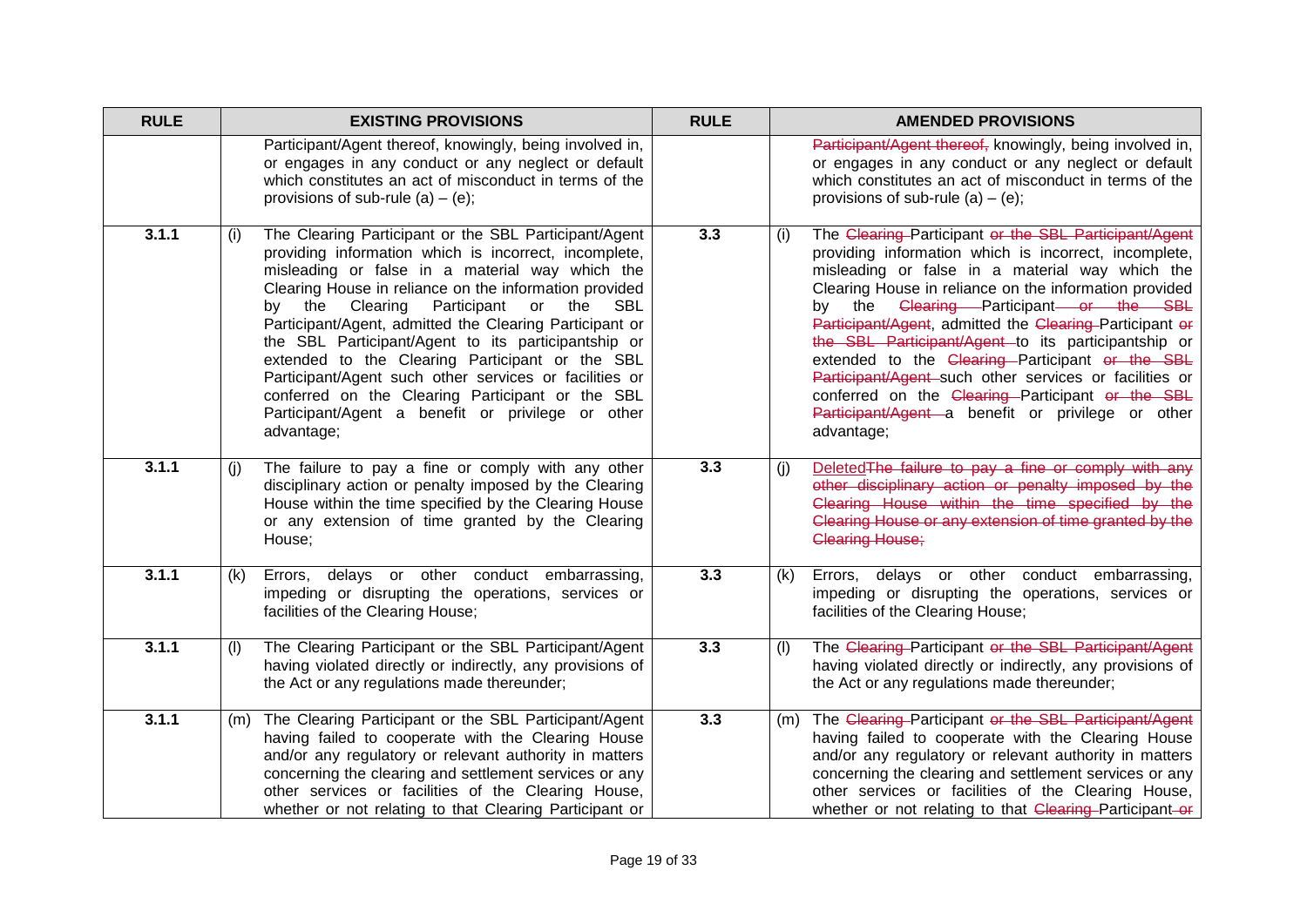| RULE | EXISTING PROVISIONS | RULE | AMENDED PROVISIONS |
|---|---|---|---|
| | Participant/Agent thereof, knowingly, being involved in, or engages in any conduct or any neglect or default which constitutes an act of misconduct in terms of the provisions of sub-rule (a) – (e); | | ~~Participant/Agent thereof,~~ knowingly, being involved in, or engages in any conduct or any neglect or default which constitutes an act of misconduct in terms of the provisions of sub-rule (a) – (e); |
| 3.1.1 | (i) The Clearing Participant or the SBL Participant/Agent providing information which is incorrect, incomplete, misleading or false in a material way which the Clearing House in reliance on the information provided by the Clearing Participant or the SBL Participant/Agent, admitted the Clearing Participant or the SBL Participant/Agent to its participantship or extended to the Clearing Participant or the SBL Participant/Agent such other services or facilities or conferred on the Clearing Participant or the SBL Participant/Agent a benefit or privilege or other advantage; | 3.3 | (i) The ~~Clearing~~ Participant ~~or the SBL Participant/Agent~~ providing information which is incorrect, incomplete, misleading or false in a material way which the Clearing House in reliance on the information provided by the ~~Clearing~~ Participant ~~or the SBL Participant/Agent~~, admitted the ~~Clearing~~ Participant ~~or the SBL Participant/Agent~~ to its participantship or extended to the ~~Clearing~~ Participant ~~or the SBL Participant/Agent~~ such other services or facilities or conferred on the ~~Clearing~~ Participant ~~or the SBL Participant/Agent~~ a benefit or privilege or other advantage; |
| 3.1.1 | (j) The failure to pay a fine or comply with any other disciplinary action or penalty imposed by the Clearing House within the time specified by the Clearing House or any extension of time granted by the Clearing House; | 3.3 | (j) Deleted~~The failure to pay a fine or comply with any other disciplinary action or penalty imposed by the Clearing House within the time specified by the Clearing House or any extension of time granted by the Clearing House;~~ |
| 3.1.1 | (k) Errors, delays or other conduct embarrassing, impeding or disrupting the operations, services or facilities of the Clearing House; | 3.3 | (k) Errors, delays or other conduct embarrassing, impeding or disrupting the operations, services or facilities of the Clearing House; |
| 3.1.1 | (l) The Clearing Participant or the SBL Participant/Agent having violated directly or indirectly, any provisions of the Act or any regulations made thereunder; | 3.3 | (l) The ~~Clearing~~ Participant ~~or the SBL Participant/Agent~~ having violated directly or indirectly, any provisions of the Act or any regulations made thereunder; |
| 3.1.1 | (m) The Clearing Participant or the SBL Participant/Agent having failed to cooperate with the Clearing House and/or any regulatory or relevant authority in matters concerning the clearing and settlement services or any other services or facilities of the Clearing House, whether or not relating to that Clearing Participant or | 3.3 | (m) The ~~Clearing~~ Participant ~~or the SBL Participant/Agent~~ having failed to cooperate with the Clearing House and/or any regulatory or relevant authority in matters concerning the clearing and settlement services or any other services or facilities of the Clearing House, whether or not relating to that ~~Clearing~~ Participant ~~or~~ |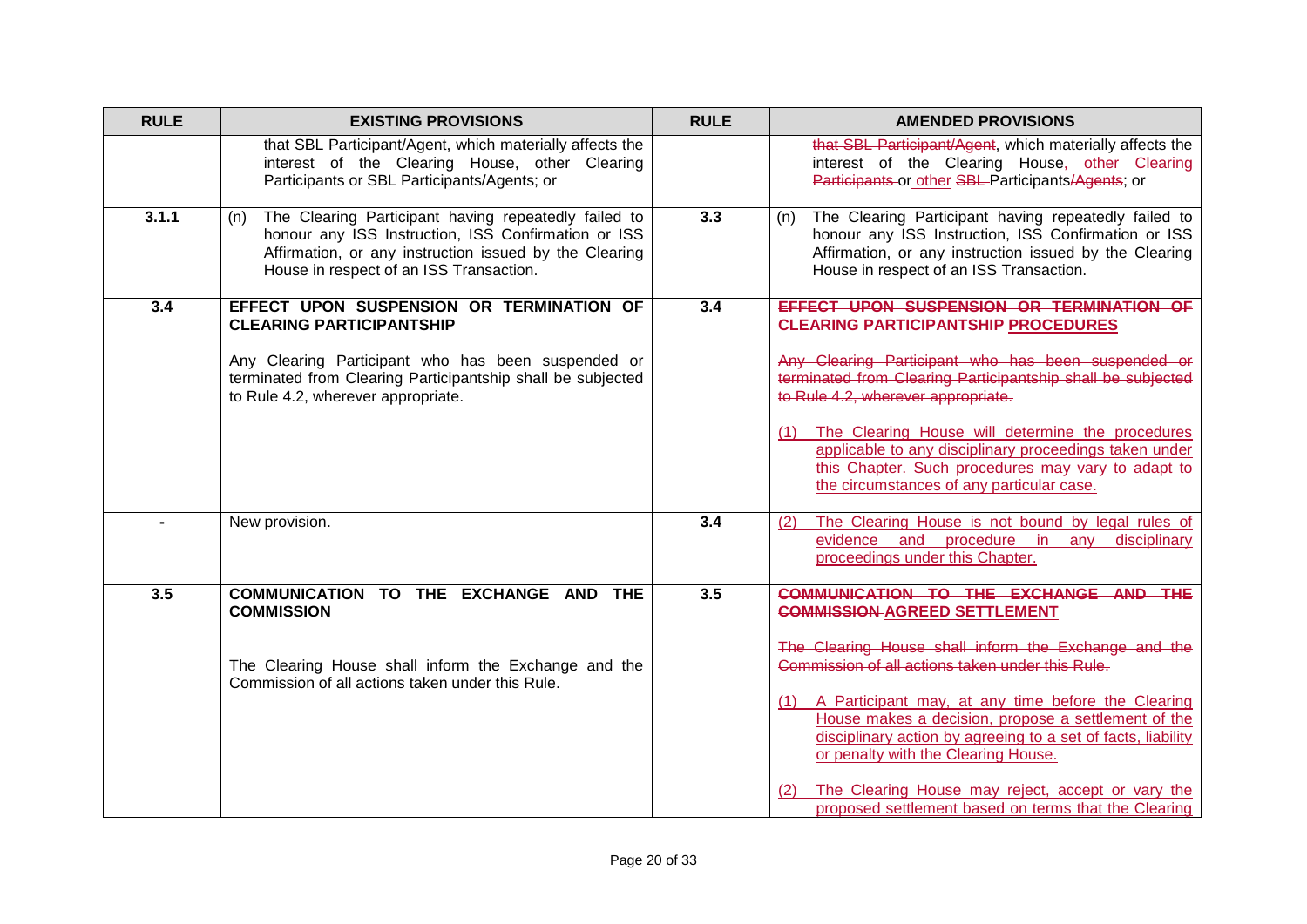| RULE | EXISTING PROVISIONS | RULE | AMENDED PROVISIONS |
|---|---|---|---|
| | that SBL Participant/Agent, which materially affects the interest of the Clearing House, other Clearing Participants or SBL Participants/Agents; or | | ~~that SBL Participant/Agent~~, which materially affects the interest of the Clearing House~~, other Clearing Participants~~ or <u>other</u> ~~SBL~~ Participants~~/Agents~~; or |
| 3.1.1 | (n) The Clearing Participant having repeatedly failed to honour any ISS Instruction, ISS Confirmation or ISS Affirmation, or any instruction issued by the Clearing House in respect of an ISS Transaction. | 3.3 | (n) The Clearing Participant having repeatedly failed to honour any ISS Instruction, ISS Confirmation or ISS Affirmation, or any instruction issued by the Clearing House in respect of an ISS Transaction. |
| 3.4 | **EFFECT UPON SUSPENSION OR TERMINATION OF CLEARING PARTICIPANTSHIP**<br><br>Any Clearing Participant who has been suspended or terminated from Clearing Participantship shall be subjected to Rule 4.2, wherever appropriate. | 3.4 | ~~**EFFECT UPON SUSPENSION OR TERMINATION OF CLEARING PARTICIPANTSHIP**~~ <u>**PROCEDURES**</u><br><br>~~Any Clearing Participant who has been suspended or terminated from Clearing Participantship shall be subjected to Rule 4.2, wherever appropriate.~~<br><br><u>(1) The Clearing House will determine the procedures applicable to any disciplinary proceedings taken under this Chapter. Such procedures may vary to adapt to the circumstances of any particular case.</u> |
| - | New provision. | 3.4 | <u>(2) The Clearing House is not bound by legal rules of evidence and procedure in any disciplinary proceedings under this Chapter.</u> |
| 3.5 | **COMMUNICATION TO THE EXCHANGE AND THE COMMISSION**<br><br>The Clearing House shall inform the Exchange and the Commission of all actions taken under this Rule. | 3.5 | ~~**COMMUNICATION TO THE EXCHANGE AND THE COMMISSION**~~ <u>**AGREED SETTLEMENT**</u><br><br>~~The Clearing House shall inform the Exchange and the Commission of all actions taken under this Rule.~~<br><br><u>(1) A Participant may, at any time before the Clearing House makes a decision, propose a settlement of the disciplinary action by agreeing to a set of facts, liability or penalty with the Clearing House.</u><br><br><u>(2) The Clearing House may reject, accept or vary the proposed settlement based on terms that the Clearing</u> |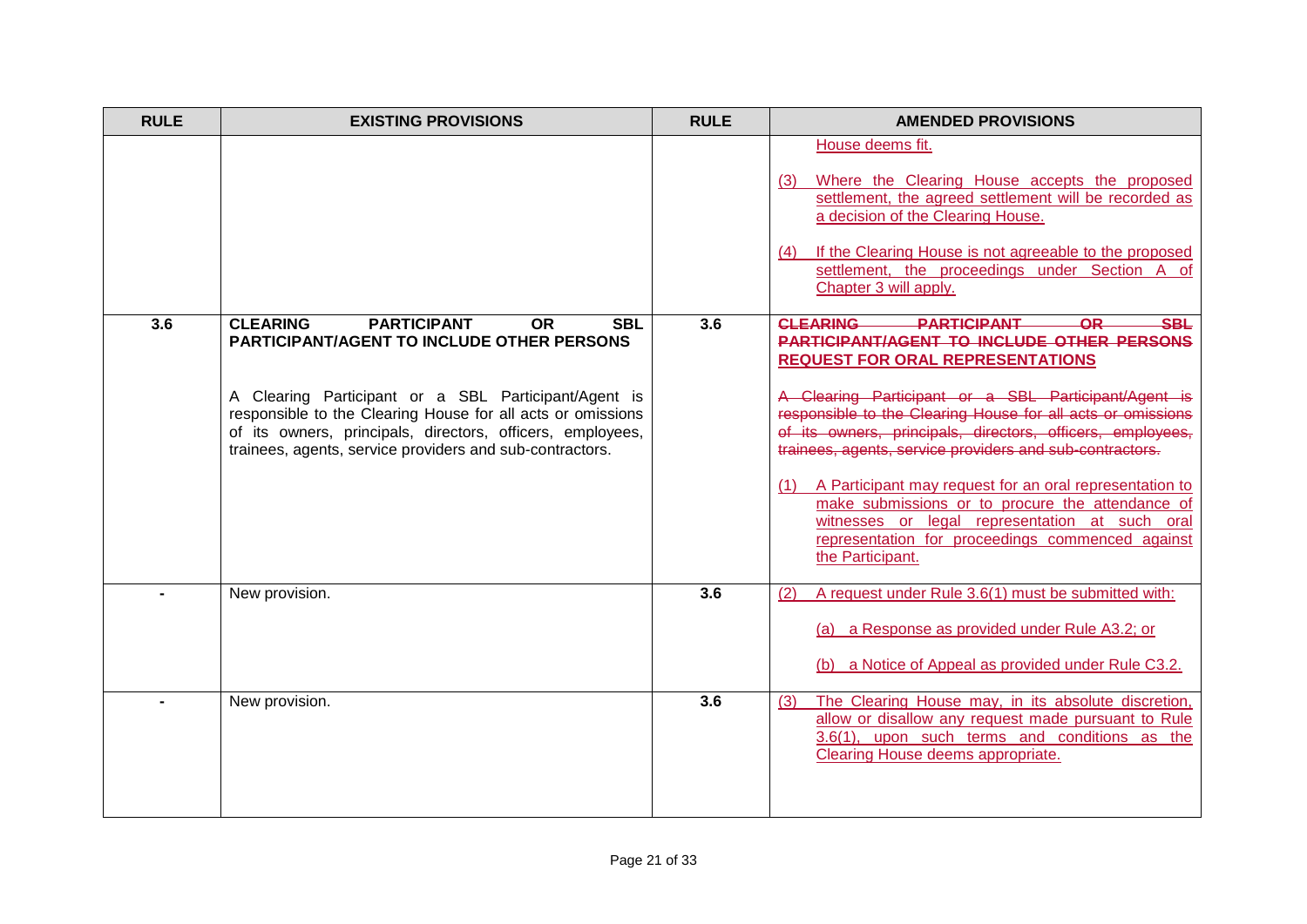| RULE | EXISTING PROVISIONS | RULE | AMENDED PROVISIONS |
|---|---|---|---|
| | | | House deems fit.<br><br>(3) Where the Clearing House accepts the proposed settlement, the agreed settlement will be recorded as a decision of the Clearing House.<br><br>(4) If the Clearing House is not agreeable to the proposed settlement, the proceedings under Section A of Chapter 3 will apply. |
| 3.6 | **CLEARING PARTICIPANT OR SBL PARTICIPANT/AGENT TO INCLUDE OTHER PERSONS**<br><br>A Clearing Participant or a SBL Participant/Agent is responsible to the Clearing House for all acts or omissions of its owners, principals, directors, officers, employees, trainees, agents, service providers and sub-contractors. | 3.6 | ~~**CLEARING PARTICIPANT OR SBL PARTICIPANT/AGENT TO INCLUDE OTHER PERSONS**~~<br>**REQUEST FOR ORAL REPRESENTATIONS**<br><br>~~A Clearing Participant or a SBL Participant/Agent is responsible to the Clearing House for all acts or omissions of its owners, principals, directors, officers, employees, trainees, agents, service providers and sub-contractors.~~<br><br>(1) A Participant may request for an oral representation to make submissions or to procure the attendance of witnesses or legal representation at such oral representation for proceedings commenced against the Participant. |
| - | New provision. | 3.6 | (2) A request under Rule 3.6(1) must be submitted with:<br><br>(a) a Response as provided under Rule A3.2; or<br><br>(b) a Notice of Appeal as provided under Rule C3.2. |
| - | New provision. | 3.6 | (3) The Clearing House may, in its absolute discretion, allow or disallow any request made pursuant to Rule 3.6(1), upon such terms and conditions as the Clearing House deems appropriate. |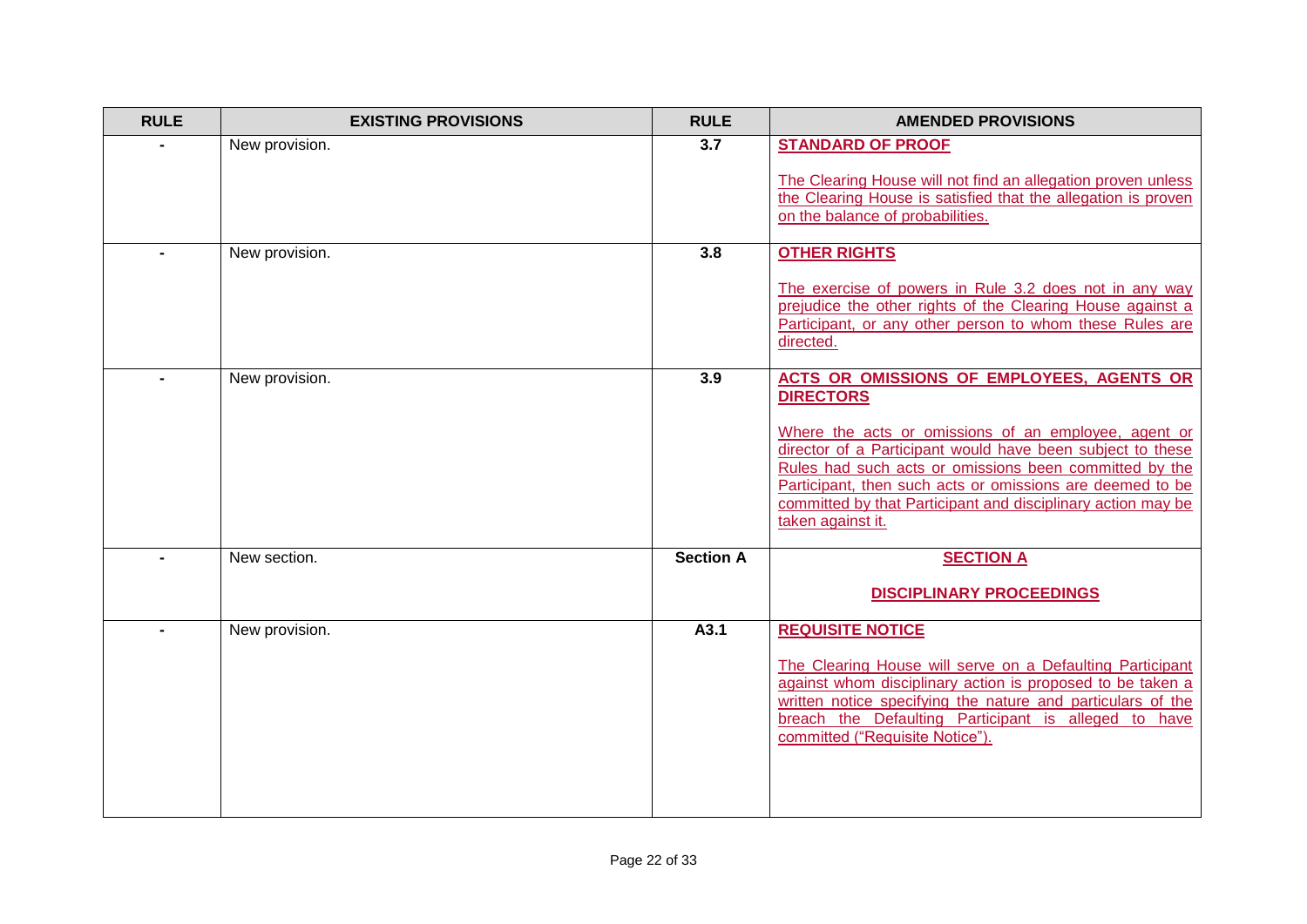| RULE | EXISTING PROVISIONS | RULE | AMENDED PROVISIONS |
|---|---|---|---|
| - | New provision. | 3.7 | **STANDARD OF PROOF**<br><br>The Clearing House will not find an allegation proven unless the Clearing House is satisfied that the allegation is proven on the balance of probabilities. |
| - | New provision. | 3.8 | **OTHER RIGHTS**<br><br>The exercise of powers in Rule 3.2 does not in any way prejudice the other rights of the Clearing House against a Participant, or any other person to whom these Rules are directed. |
| - | New provision. | 3.9 | **ACTS OR OMISSIONS OF EMPLOYEES, AGENTS OR DIRECTORS**<br><br>Where the acts or omissions of an employee, agent or director of a Participant would have been subject to these Rules had such acts or omissions been committed by the Participant, then such acts or omissions are deemed to be committed by that Participant and disciplinary action may be taken against it. |
| - | New section. | **Section A** | **SECTION A**<br><br>**DISCIPLINARY PROCEEDINGS** |
| - | New provision. | A3.1 | **REQUISITE NOTICE**<br><br>The Clearing House will serve on a Defaulting Participant against whom disciplinary action is proposed to be taken a written notice specifying the nature and particulars of the breach the Defaulting Participant is alleged to have committed ("Requisite Notice"). |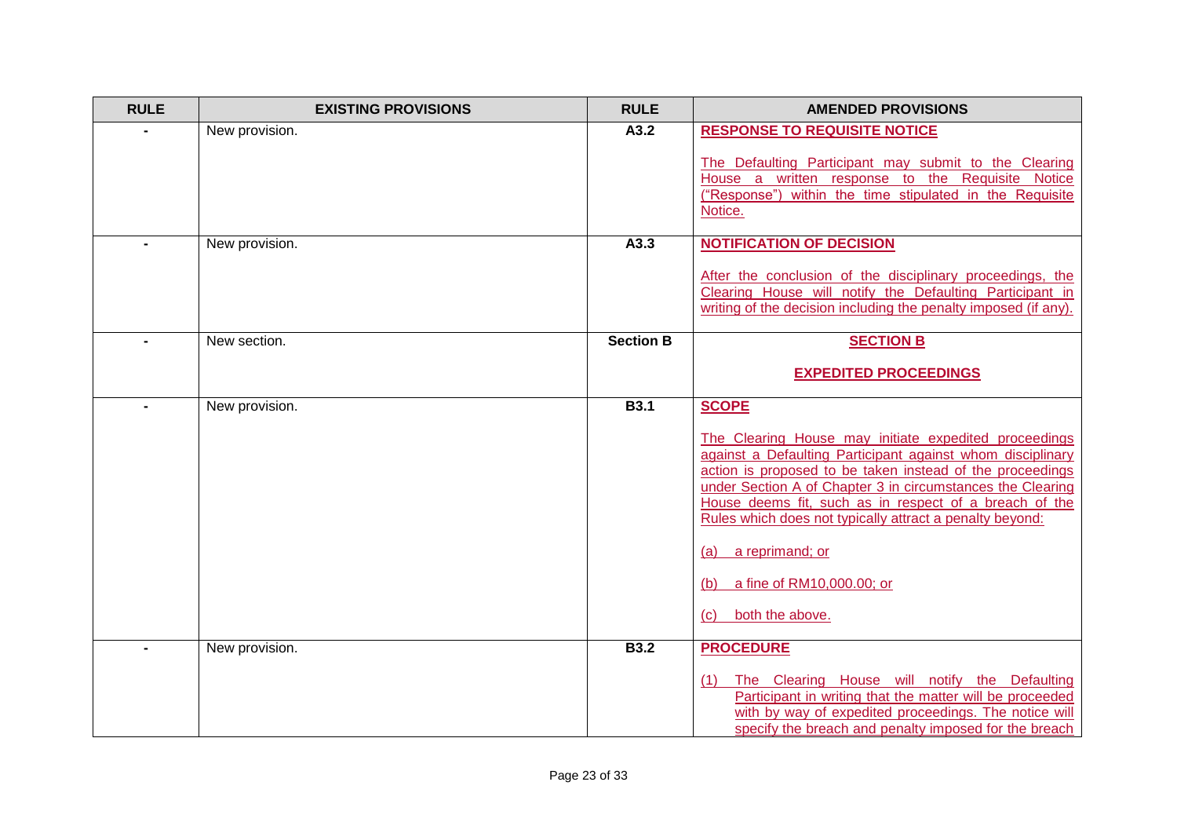| RULE | EXISTING PROVISIONS | RULE | AMENDED PROVISIONS |
| --- | --- | --- | --- |
| - | New provision. | A3.2 | **RESPONSE TO REQUISITE NOTICE**<br><br>The Defaulting Participant may submit to the Clearing House a written response to the Requisite Notice ("Response") within the time stipulated in the Requisite Notice. |
| - | New provision. | A3.3 | **NOTIFICATION OF DECISION**<br><br>After the conclusion of the disciplinary proceedings, the Clearing House will notify the Defaulting Participant in writing of the decision including the penalty imposed (if any). |
| - | New section. | **Section B** | **SECTION B**<br><br>**EXPEDITED PROCEEDINGS** |
| - | New provision. | B3.1 | **SCOPE**<br><br>The Clearing House may initiate expedited proceedings against a Defaulting Participant against whom disciplinary action is proposed to be taken instead of the proceedings under Section A of Chapter 3 in circumstances the Clearing House deems fit, such as in respect of a breach of the Rules which does not typically attract a penalty beyond:<br><br>(a) a reprimand; or<br><br>(b) a fine of RM10,000.00; or<br><br>(c) both the above. |
| - | New provision. | B3.2 | **PROCEDURE**<br><br>(1) The Clearing House will notify the Defaulting Participant in writing that the matter will be proceeded with by way of expedited proceedings. The notice will specify the breach and penalty imposed for the breach |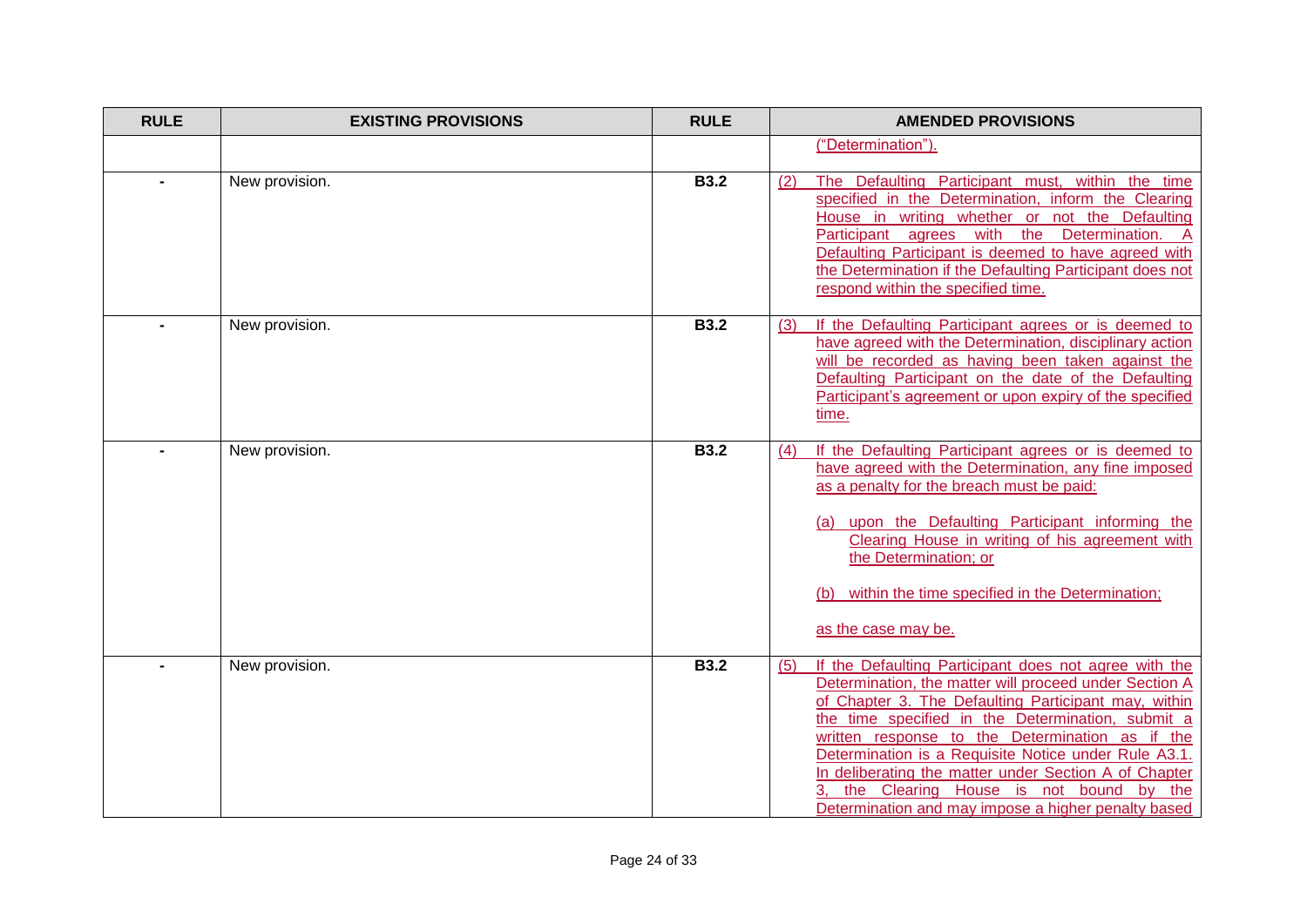| RULE | EXISTING PROVISIONS | RULE | AMENDED PROVISIONS |
|---|---|---|---|
| | | | ("Determination"). |
| - | New provision. | **B3.2** | (2) The Defaulting Participant must, within the time specified in the Determination, inform the Clearing House in writing whether or not the Defaulting Participant agrees with the Determination. A Defaulting Participant is deemed to have agreed with the Determination if the Defaulting Participant does not respond within the specified time. |
| - | New provision. | **B3.2** | (3) If the Defaulting Participant agrees or is deemed to have agreed with the Determination, disciplinary action will be recorded as having been taken against the Defaulting Participant on the date of the Defaulting Participant's agreement or upon expiry of the specified time. |
| - | New provision. | **B3.2** | (4) If the Defaulting Participant agrees or is deemed to have agreed with the Determination, any fine imposed as a penalty for the breach must be paid:<br><br>(a) upon the Defaulting Participant informing the Clearing House in writing of his agreement with the Determination; or<br><br>(b) within the time specified in the Determination;<br><br>as the case may be. |
| - | New provision. | **B3.2** | (5) If the Defaulting Participant does not agree with the Determination, the matter will proceed under Section A of Chapter 3. The Defaulting Participant may, within the time specified in the Determination, submit a written response to the Determination as if the Determination is a Requisite Notice under Rule A3.1. In deliberating the matter under Section A of Chapter 3, the Clearing House is not bound by the Determination and may impose a higher penalty based |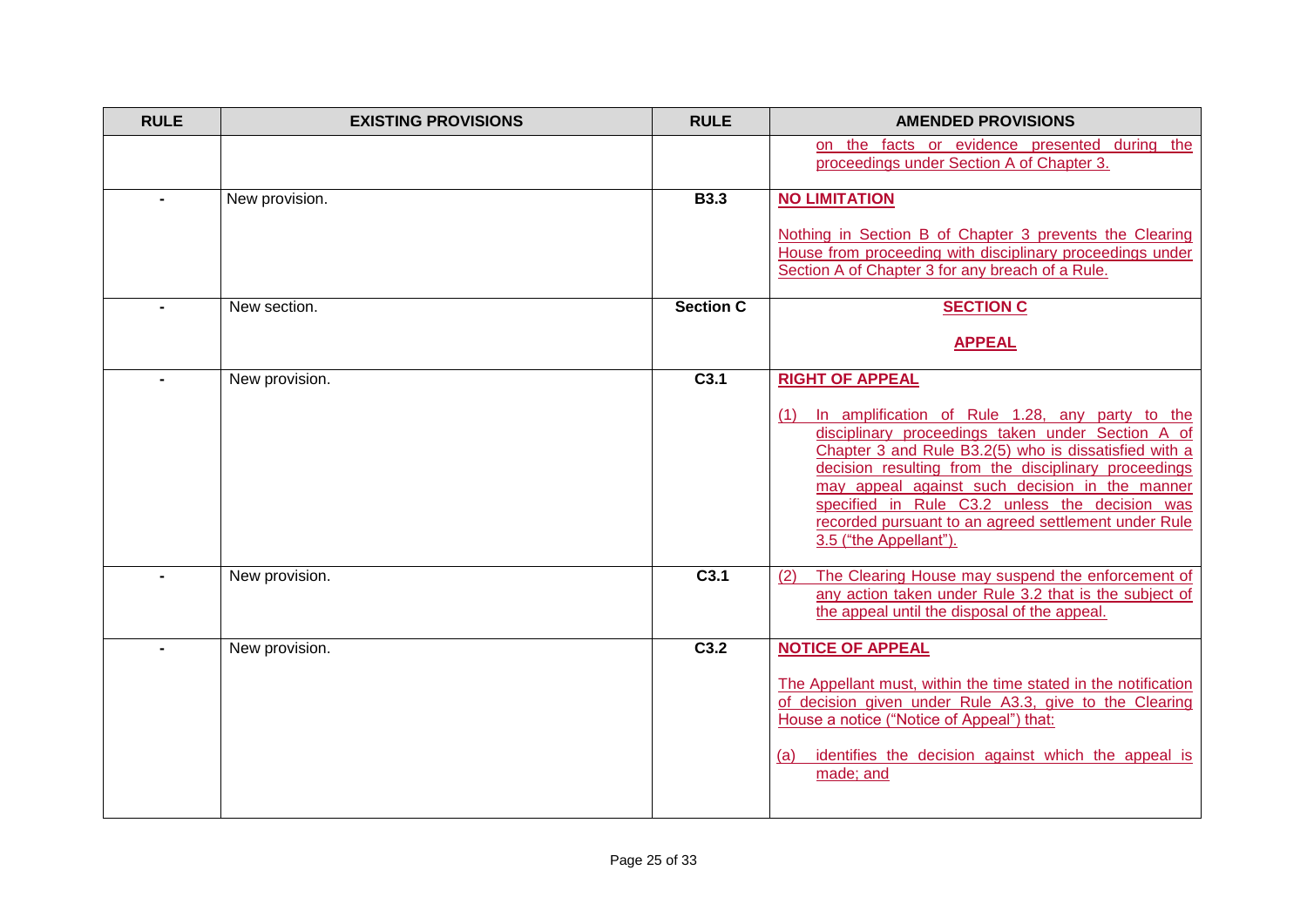| RULE | EXISTING PROVISIONS | RULE | AMENDED PROVISIONS |
|---|---|---|---|
| | | | on the facts or evidence presented during the proceedings under Section A of Chapter 3. |
| - | New provision. | B3.3 | **NO LIMITATION**<br><br>Nothing in Section B of Chapter 3 prevents the Clearing House from proceeding with disciplinary proceedings under Section A of Chapter 3 for any breach of a Rule. |
| - | New section. | Section C | **SECTION C**<br><br>**APPEAL** |
| - | New provision. | C3.1 | **RIGHT OF APPEAL**<br><br>(1) In amplification of Rule 1.28, any party to the disciplinary proceedings taken under Section A of Chapter 3 and Rule B3.2(5) who is dissatisfied with a decision resulting from the disciplinary proceedings may appeal against such decision in the manner specified in Rule C3.2 unless the decision was recorded pursuant to an agreed settlement under Rule 3.5 ("the Appellant"). |
| - | New provision. | C3.1 | (2) The Clearing House may suspend the enforcement of any action taken under Rule 3.2 that is the subject of the appeal until the disposal of the appeal. |
| - | New provision. | C3.2 | **NOTICE OF APPEAL**<br><br>The Appellant must, within the time stated in the notification of decision given under Rule A3.3, give to the Clearing House a notice ("Notice of Appeal") that:<br><br>(a) identifies the decision against which the appeal is made; and |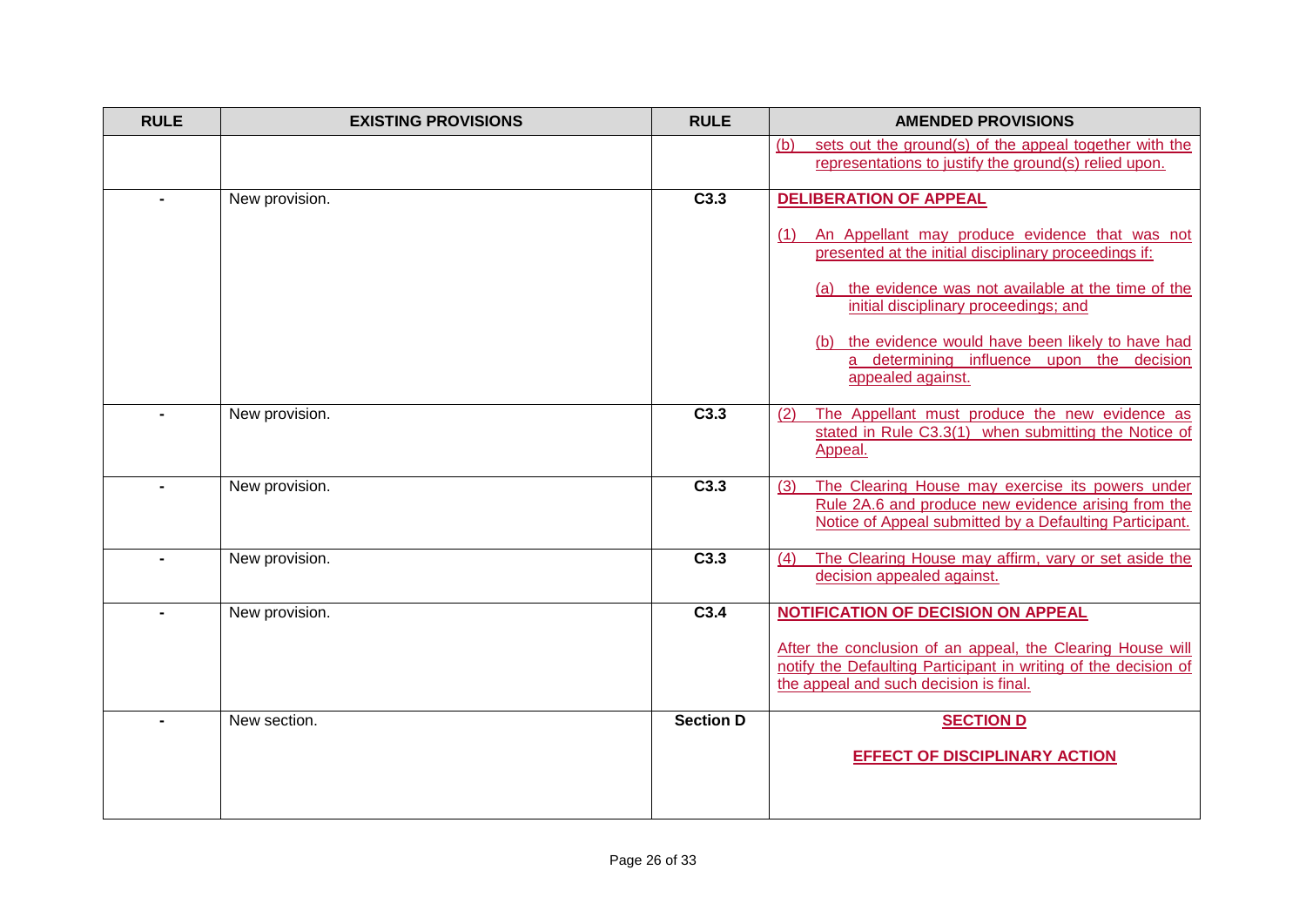| RULE | EXISTING PROVISIONS | RULE | AMENDED PROVISIONS |
|---|---|---|---|
| | | | (b) sets out the ground(s) of the appeal together with the representations to justify the ground(s) relied upon. |
| - | New provision. | **C3.3** | **DELIBERATION OF APPEAL**<br><br>(1) An Appellant may produce evidence that was not presented at the initial disciplinary proceedings if:<br><br>(a) the evidence was not available at the time of the initial disciplinary proceedings; and<br><br>(b) the evidence would have been likely to have had a determining influence upon the decision appealed against. |
| - | New provision. | **C3.3** | (2) The Appellant must produce the new evidence as stated in Rule C3.3(1) when submitting the Notice of Appeal. |
| - | New provision. | **C3.3** | (3) The Clearing House may exercise its powers under Rule 2A.6 and produce new evidence arising from the Notice of Appeal submitted by a Defaulting Participant. |
| - | New provision. | **C3.3** | (4) The Clearing House may affirm, vary or set aside the decision appealed against. |
| - | New provision. | **C3.4** | **NOTIFICATION OF DECISION ON APPEAL**<br><br>After the conclusion of an appeal, the Clearing House will notify the Defaulting Participant in writing of the decision of the appeal and such decision is final. |
| - | New section. | **Section D** | **SECTION D**<br><br>**EFFECT OF DISCIPLINARY ACTION** |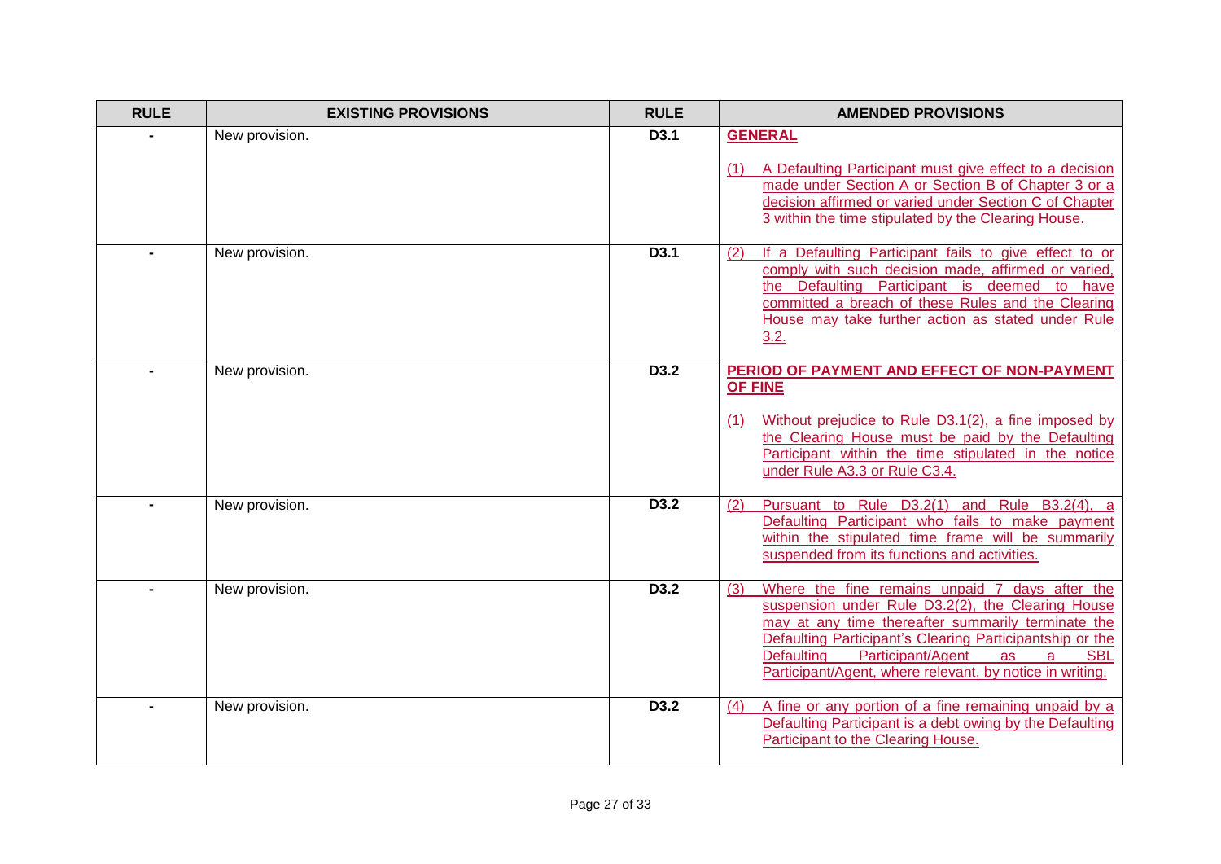| RULE | EXISTING PROVISIONS | RULE | AMENDED PROVISIONS |
|---|---|---|---|
| - | New provision. | D3.1 | **GENERAL**<br><br>(1) A Defaulting Participant must give effect to a decision made under Section A or Section B of Chapter 3 or a decision affirmed or varied under Section C of Chapter 3 within the time stipulated by the Clearing House. |
| - | New provision. | D3.1 | (2) If a Defaulting Participant fails to give effect to or comply with such decision made, affirmed or varied, the Defaulting Participant is deemed to have committed a breach of these Rules and the Clearing House may take further action as stated under Rule 3.2. |
| - | New provision. | D3.2 | **PERIOD OF PAYMENT AND EFFECT OF NON-PAYMENT OF FINE**<br><br>(1) Without prejudice to Rule D3.1(2), a fine imposed by the Clearing House must be paid by the Defaulting Participant within the time stipulated in the notice under Rule A3.3 or Rule C3.4. |
| - | New provision. | D3.2 | (2) Pursuant to Rule D3.2(1) and Rule B3.2(4), a Defaulting Participant who fails to make payment within the stipulated time frame will be summarily suspended from its functions and activities. |
| - | New provision. | D3.2 | (3) Where the fine remains unpaid 7 days after the suspension under Rule D3.2(2), the Clearing House may at any time thereafter summarily terminate the Defaulting Participant's Clearing Participantship or the Defaulting Participant/Agent as a SBL Participant/Agent, where relevant, by notice in writing. |
| - | New provision. | D3.2 | (4) A fine or any portion of a fine remaining unpaid by a Defaulting Participant is a debt owing by the Defaulting Participant to the Clearing House. |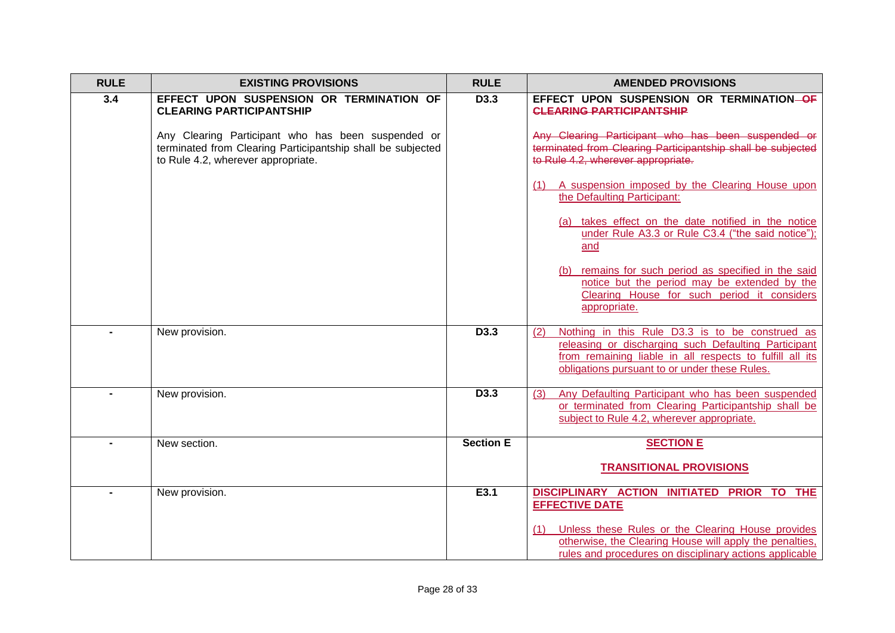| RULE | EXISTING PROVISIONS | RULE | AMENDED PROVISIONS |
| --- | --- | --- | --- |
| 3.4 | **EFFECT UPON SUSPENSION OR TERMINATION OF CLEARING PARTICIPANTSHIP**<br><br>Any Clearing Participant who has been suspended or terminated from Clearing Participantship shall be subjected to Rule 4.2, wherever appropriate. | D3.3 | **EFFECT UPON SUSPENSION OR TERMINATION ~~OF CLEARING PARTICIPANTSHIP~~**<br><br>~~Any Clearing Participant who has been suspended or terminated from Clearing Participantship shall be subjected to Rule 4.2, wherever appropriate.~~<br><br><u>(1) A suspension imposed by the Clearing House upon the Defaulting Participant:</u><br><br><u>(a) takes effect on the date notified in the notice under Rule A3.3 or Rule C3.4 ("the said notice"); and</u><br><br><u>(b) remains for such period as specified in the said notice but the period may be extended by the Clearing House for such period it considers appropriate.</u> |
| - | New provision. | D3.3 | <u>(2) Nothing in this Rule D3.3 is to be construed as releasing or discharging such Defaulting Participant from remaining liable in all respects to fulfill all its obligations pursuant to or under these Rules.</u> |
| - | New provision. | D3.3 | <u>(3) Any Defaulting Participant who has been suspended or terminated from Clearing Participantship shall be subject to Rule 4.2, wherever appropriate.</u> |
| - | New section. | **Section E** | <u>**SECTION E**</u><br><br><u>**TRANSITIONAL PROVISIONS**</u> |
| - | New provision. | E3.1 | <u>**DISCIPLINARY ACTION INITIATED PRIOR TO THE EFFECTIVE DATE**</u><br><br><u>(1) Unless these Rules or the Clearing House provides otherwise, the Clearing House will apply the penalties, rules and procedures on disciplinary actions applicable</u> |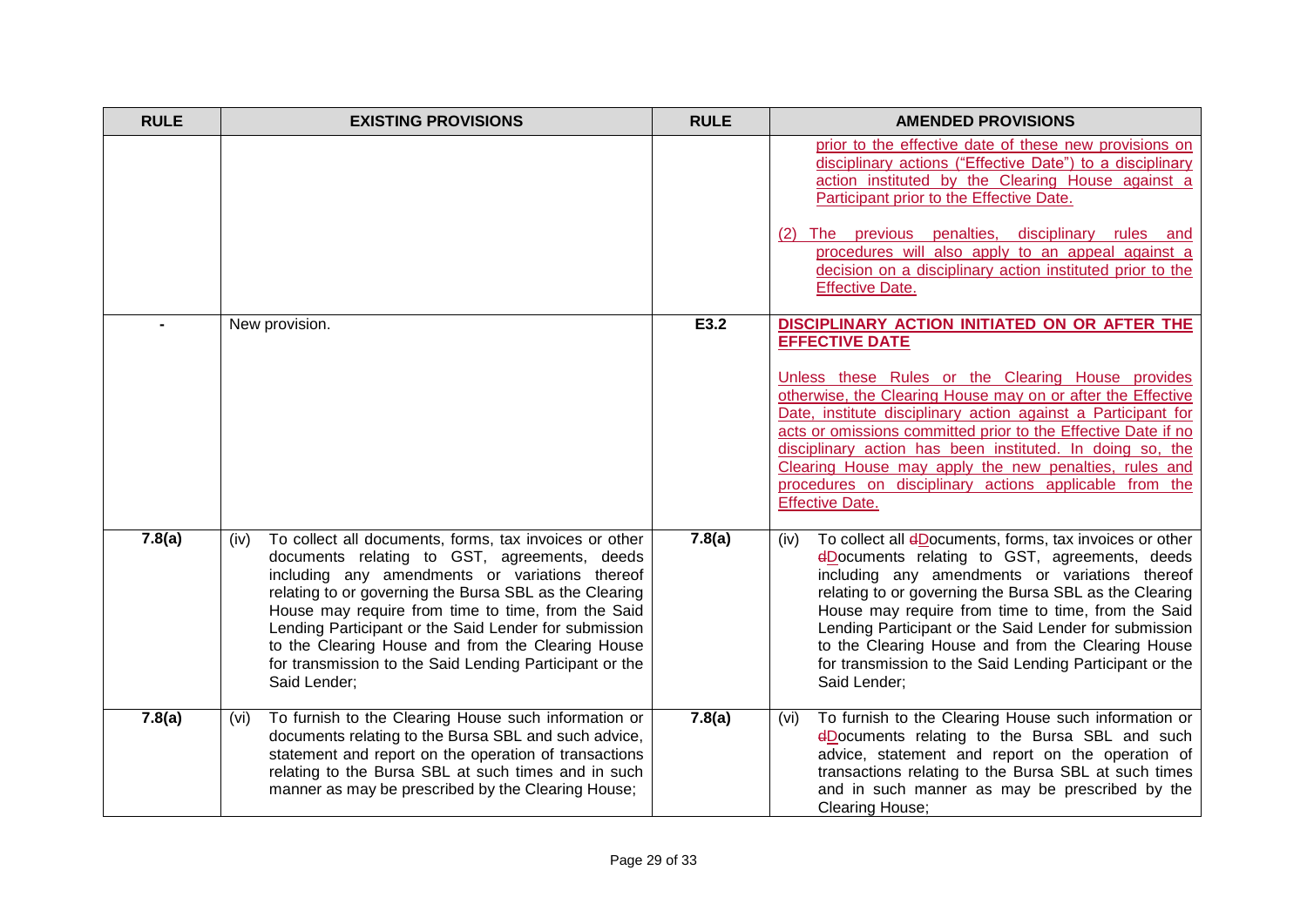| RULE | EXISTING PROVISIONS | RULE | AMENDED PROVISIONS |
|---|---|---|---|
| | | | prior to the effective date of these new provisions on disciplinary actions ("Effective Date") to a disciplinary action instituted by the Clearing House against a Participant prior to the Effective Date.<br><br>(2) The previous penalties, disciplinary rules and procedures will also apply to an appeal against a decision on a disciplinary action instituted prior to the Effective Date. |
| - | New provision. | E3.2 | **DISCIPLINARY ACTION INITIATED ON OR AFTER THE EFFECTIVE DATE**<br><br>Unless these Rules or the Clearing House provides otherwise, the Clearing House may on or after the Effective Date, institute disciplinary action against a Participant for acts or omissions committed prior to the Effective Date if no disciplinary action has been instituted. In doing so, the Clearing House may apply the new penalties, rules and procedures on disciplinary actions applicable from the Effective Date. |
| 7.8(a) | (iv) To collect all documents, forms, tax invoices or other documents relating to GST, agreements, deeds including any amendments or variations thereof relating to or governing the Bursa SBL as the Clearing House may require from time to time, from the Said Lending Participant or the Said Lender for submission to the Clearing House and from the Clearing House for transmission to the Said Lending Participant or the Said Lender; | 7.8(a) | (iv) To collect all ~~d~~Documents, forms, tax invoices or other ~~d~~Documents relating to GST, agreements, deeds including any amendments or variations thereof relating to or governing the Bursa SBL as the Clearing House may require from time to time, from the Said Lending Participant or the Said Lender for submission to the Clearing House and from the Clearing House for transmission to the Said Lending Participant or the Said Lender; |
| 7.8(a) | (vi) To furnish to the Clearing House such information or documents relating to the Bursa SBL and such advice, statement and report on the operation of transactions relating to the Bursa SBL at such times and in such manner as may be prescribed by the Clearing House; | 7.8(a) | (vi) To furnish to the Clearing House such information or ~~d~~Documents relating to the Bursa SBL and such advice, statement and report on the operation of transactions relating to the Bursa SBL at such times and in such manner as may be prescribed by the Clearing House; |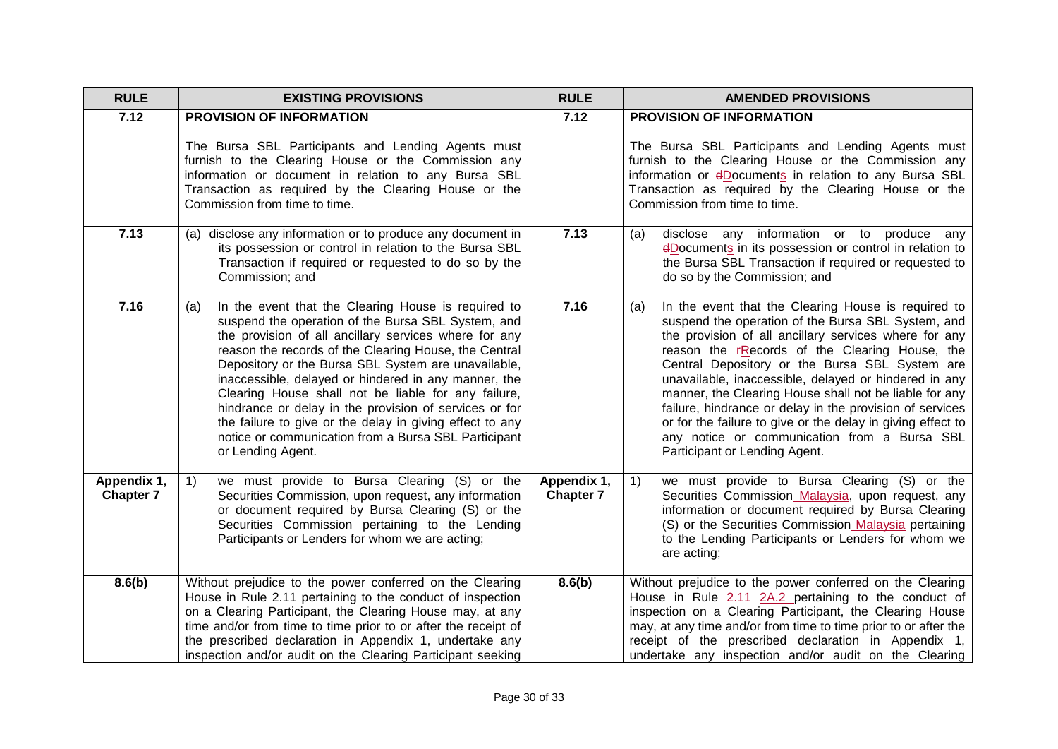| RULE | EXISTING PROVISIONS | RULE | AMENDED PROVISIONS |
|---|---|---|---|
| **7.12** | **PROVISION OF INFORMATION**<br><br>The Bursa SBL Participants and Lending Agents must furnish to the Clearing House or the Commission any information or document in relation to any Bursa SBL Transaction as required by the Clearing House or the Commission from time to time. | **7.12** | **PROVISION OF INFORMATION**<br><br>The Bursa SBL Participants and Lending Agents must furnish to the Clearing House or the Commission any information or ~~d~~Documents in relation to any Bursa SBL Transaction as required by the Clearing House or the Commission from time to time. |
| **7.13** | (a) disclose any information or to produce any document in its possession or control in relation to the Bursa SBL Transaction if required or requested to do so by the Commission; and | **7.13** | (a) disclose any information or to produce any ~~d~~Documents in its possession or control in relation to the Bursa SBL Transaction if required or requested to do so by the Commission; and |
| **7.16** | (a) In the event that the Clearing House is required to suspend the operation of the Bursa SBL System, and the provision of all ancillary services where for any reason the records of the Clearing House, the Central Depository or the Bursa SBL System are unavailable, inaccessible, delayed or hindered in any manner, the Clearing House shall not be liable for any failure, hindrance or delay in the provision of services or for the failure to give or the delay in giving effect to any notice or communication from a Bursa SBL Participant or Lending Agent. | **7.16** | (a) In the event that the Clearing House is required to suspend the operation of the Bursa SBL System, and the provision of all ancillary services where for any reason the ~~r~~Records of the Clearing House, the Central Depository or the Bursa SBL System are unavailable, inaccessible, delayed or hindered in any manner, the Clearing House shall not be liable for any failure, hindrance or delay in the provision of services or for the failure to give or the delay in giving effect to any notice or communication from a Bursa SBL Participant or Lending Agent. |
| **Appendix 1, Chapter 7** | 1) we must provide to Bursa Clearing (S) or the Securities Commission, upon request, any information or document required by Bursa Clearing (S) or the Securities Commission pertaining to the Lending Participants or Lenders for whom we are acting; | **Appendix 1, Chapter 7** | 1) we must provide to Bursa Clearing (S) or the Securities Commission Malaysia, upon request, any information or document required by Bursa Clearing (S) or the Securities Commission Malaysia pertaining to the Lending Participants or Lenders for whom we are acting; |
| **8.6(b)** | Without prejudice to the power conferred on the Clearing House in Rule 2.11 pertaining to the conduct of inspection on a Clearing Participant, the Clearing House may, at any time and/or from time to time prior to or after the receipt of the prescribed declaration in Appendix 1, undertake any inspection and/or audit on the Clearing Participant seeking | **8.6(b)** | Without prejudice to the power conferred on the Clearing House in Rule ~~2.11~~ 2A.2 pertaining to the conduct of inspection on a Clearing Participant, the Clearing House may, at any time and/or from time to time prior to or after the receipt of the prescribed declaration in Appendix 1, undertake any inspection and/or audit on the Clearing |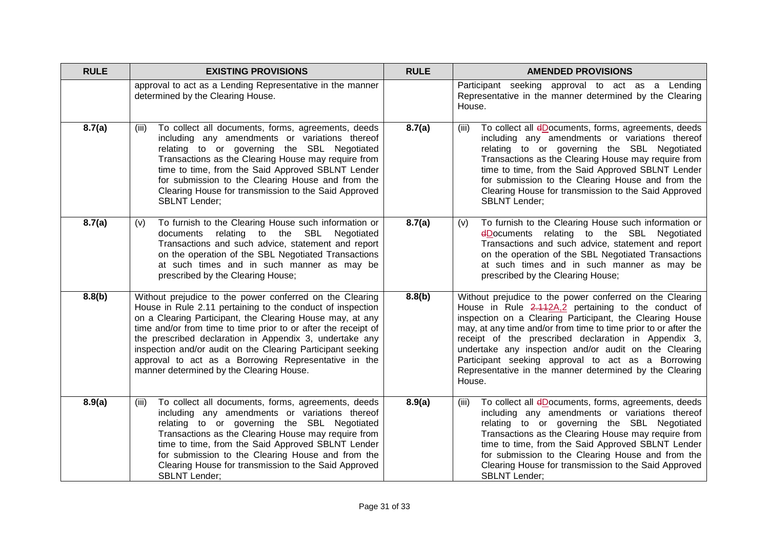| RULE | EXISTING PROVISIONS | RULE | AMENDED PROVISIONS |
|---|---|---|---|
| | approval to act as a Lending Representative in the manner determined by the Clearing House. | | Participant seeking approval to act as a Lending Representative in the manner determined by the Clearing House. |
| **8.7(a)** | (iii) To collect all documents, forms, agreements, deeds including any amendments or variations thereof relating to or governing the SBL Negotiated Transactions as the Clearing House may require from time to time, from the Said Approved SBLNT Lender for submission to the Clearing House and from the Clearing House for transmission to the Said Approved SBLNT Lender; | **8.7(a)** | (iii) To collect all ~~d~~Documents, forms, agreements, deeds including any amendments or variations thereof relating to or governing the SBL Negotiated Transactions as the Clearing House may require from time to time, from the Said Approved SBLNT Lender for submission to the Clearing House and from the Clearing House for transmission to the Said Approved SBLNT Lender; |
| **8.7(a)** | (v) To furnish to the Clearing House such information or documents relating to the SBL Negotiated Transactions and such advice, statement and report on the operation of the SBL Negotiated Transactions at such times and in such manner as may be prescribed by the Clearing House; | **8.7(a)** | (v) To furnish to the Clearing House such information or ~~d~~Documents relating to the SBL Negotiated Transactions and such advice, statement and report on the operation of the SBL Negotiated Transactions at such times and in such manner as may be prescribed by the Clearing House; |
| **8.8(b)** | Without prejudice to the power conferred on the Clearing House in Rule 2.11 pertaining to the conduct of inspection on a Clearing Participant, the Clearing House may, at any time and/or from time to time prior to or after the receipt of the prescribed declaration in Appendix 3, undertake any inspection and/or audit on the Clearing Participant seeking approval to act as a Borrowing Representative in the manner determined by the Clearing House. | **8.8(b)** | Without prejudice to the power conferred on the Clearing House in Rule ~~2.11~~2A.2 pertaining to the conduct of inspection on a Clearing Participant, the Clearing House may, at any time and/or from time to time prior to or after the receipt of the prescribed declaration in Appendix 3, undertake any inspection and/or audit on the Clearing Participant seeking approval to act as a Borrowing Representative in the manner determined by the Clearing House. |
| **8.9(a)** | (iii) To collect all documents, forms, agreements, deeds including any amendments or variations thereof relating to or governing the SBL Negotiated Transactions as the Clearing House may require from time to time, from the Said Approved SBLNT Lender for submission to the Clearing House and from the Clearing House for transmission to the Said Approved SBLNT Lender; | **8.9(a)** | (iii) To collect all ~~d~~Documents, forms, agreements, deeds including any amendments or variations thereof relating to or governing the SBL Negotiated Transactions as the Clearing House may require from time to time, from the Said Approved SBLNT Lender for submission to the Clearing House and from the Clearing House for transmission to the Said Approved SBLNT Lender; |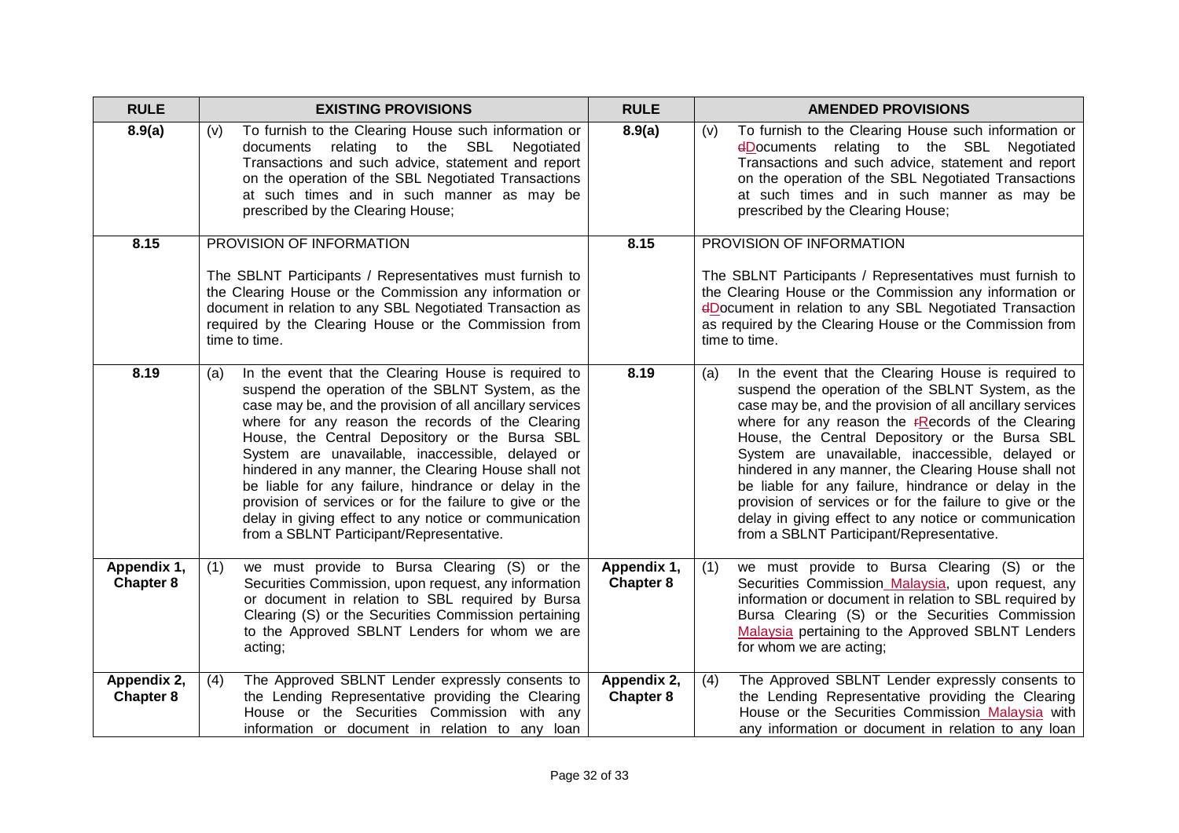| RULE | EXISTING PROVISIONS | RULE | AMENDED PROVISIONS |
|---|---|---|---|
| **8.9(a)** | (v) To furnish to the Clearing House such information or documents relating to the SBL Negotiated Transactions and such advice, statement and report on the operation of the SBL Negotiated Transactions at such times and in such manner as may be prescribed by the Clearing House; | **8.9(a)** | (v) To furnish to the Clearing House such information or ~~d~~Documents relating to the SBL Negotiated Transactions and such advice, statement and report on the operation of the SBL Negotiated Transactions at such times and in such manner as may be prescribed by the Clearing House; |
| **8.15** | PROVISION OF INFORMATION<br><br>The SBLNT Participants / Representatives must furnish to the Clearing House or the Commission any information or document in relation to any SBL Negotiated Transaction as required by the Clearing House or the Commission from time to time. | **8.15** | PROVISION OF INFORMATION<br><br>The SBLNT Participants / Representatives must furnish to the Clearing House or the Commission any information or ~~d~~Document in relation to any SBL Negotiated Transaction as required by the Clearing House or the Commission from time to time. |
| **8.19** | (a) In the event that the Clearing House is required to suspend the operation of the SBLNT System, as the case may be, and the provision of all ancillary services where for any reason the records of the Clearing House, the Central Depository or the Bursa SBL System are unavailable, inaccessible, delayed or hindered in any manner, the Clearing House shall not be liable for any failure, hindrance or delay in the provision of services or for the failure to give or the delay in giving effect to any notice or communication from a SBLNT Participant/Representative. | **8.19** | (a) In the event that the Clearing House is required to suspend the operation of the SBLNT System, as the case may be, and the provision of all ancillary services where for any reason the ~~r~~Records of the Clearing House, the Central Depository or the Bursa SBL System are unavailable, inaccessible, delayed or hindered in any manner, the Clearing House shall not be liable for any failure, hindrance or delay in the provision of services or for the failure to give or the delay in giving effect to any notice or communication from a SBLNT Participant/Representative. |
| **Appendix 1, Chapter 8** | (1) we must provide to Bursa Clearing (S) or the Securities Commission, upon request, any information or document in relation to SBL required by Bursa Clearing (S) or the Securities Commission pertaining to the Approved SBLNT Lenders for whom we are acting; | **Appendix 1, Chapter 8** | (1) we must provide to Bursa Clearing (S) or the Securities Commission Malaysia, upon request, any information or document in relation to SBL required by Bursa Clearing (S) or the Securities Commission Malaysia pertaining to the Approved SBLNT Lenders for whom we are acting; |
| **Appendix 2, Chapter 8** | (4) The Approved SBLNT Lender expressly consents to the Lending Representative providing the Clearing House or the Securities Commission with any information or document in relation to any loan | **Appendix 2, Chapter 8** | (4) The Approved SBLNT Lender expressly consents to the Lending Representative providing the Clearing House or the Securities Commission Malaysia with any information or document in relation to any loan |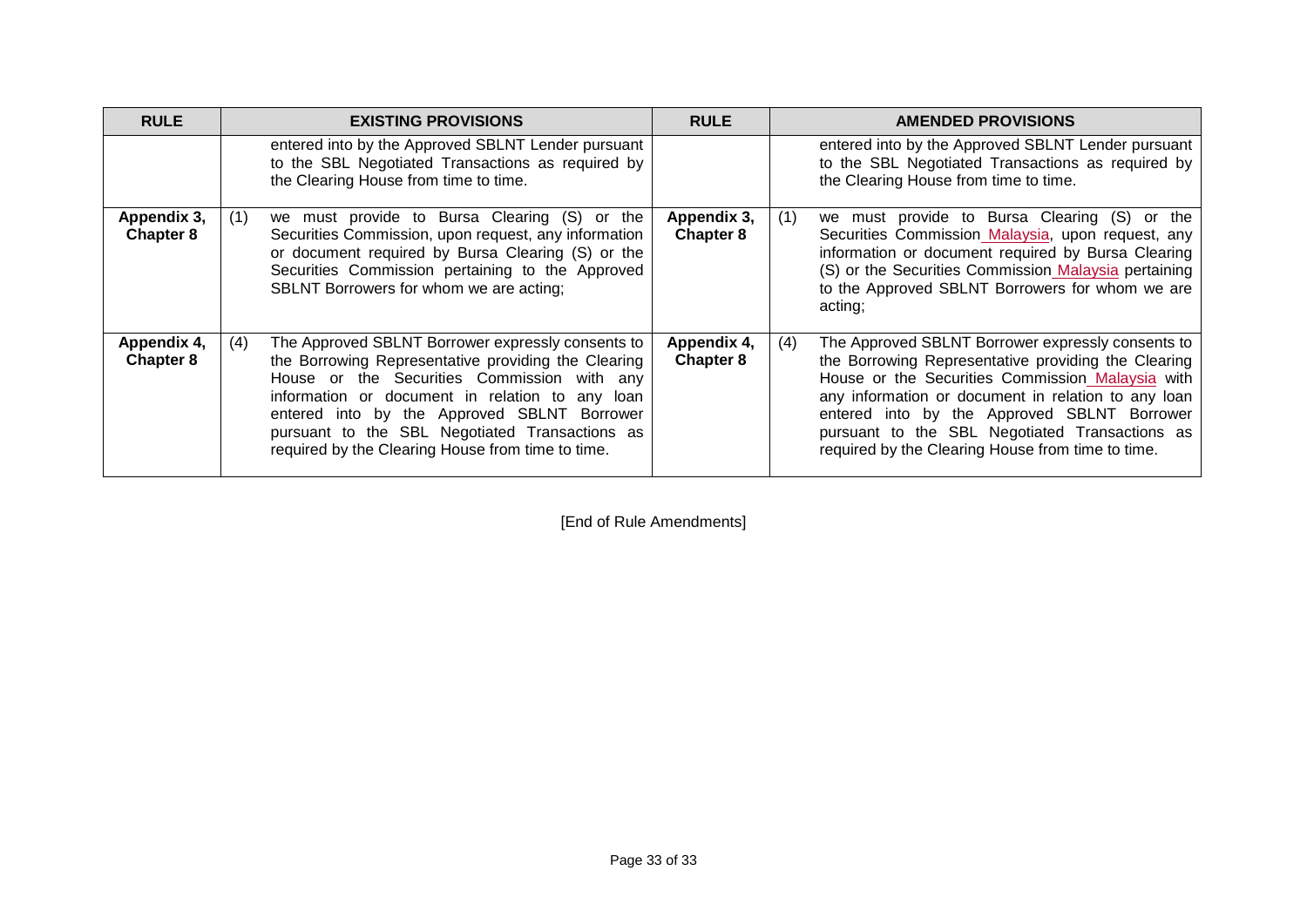| RULE | EXISTING PROVISIONS | RULE | AMENDED PROVISIONS |
|---|---|---|---|
| | entered into by the Approved SBLNT Lender pursuant to the SBL Negotiated Transactions as required by the Clearing House from time to time. | | entered into by the Approved SBLNT Lender pursuant to the SBL Negotiated Transactions as required by the Clearing House from time to time. |
| **Appendix 3, Chapter 8** | (1) we must provide to Bursa Clearing (S) or the Securities Commission, upon request, any information or document required by Bursa Clearing (S) or the Securities Commission pertaining to the Approved SBLNT Borrowers for whom we are acting; | **Appendix 3, Chapter 8** | (1) we must provide to Bursa Clearing (S) or the Securities Commission Malaysia, upon request, any information or document required by Bursa Clearing (S) or the Securities Commission Malaysia pertaining to the Approved SBLNT Borrowers for whom we are acting; |
| **Appendix 4, Chapter 8** | (4) The Approved SBLNT Borrower expressly consents to the Borrowing Representative providing the Clearing House or the Securities Commission with any information or document in relation to any loan entered into by the Approved SBLNT Borrower pursuant to the SBL Negotiated Transactions as required by the Clearing House from time to time. | **Appendix 4, Chapter 8** | (4) The Approved SBLNT Borrower expressly consents to the Borrowing Representative providing the Clearing House or the Securities Commission Malaysia with any information or document in relation to any loan entered into by the Approved SBLNT Borrower pursuant to the SBL Negotiated Transactions as required by the Clearing House from time to time. |

[End of Rule Amendments]